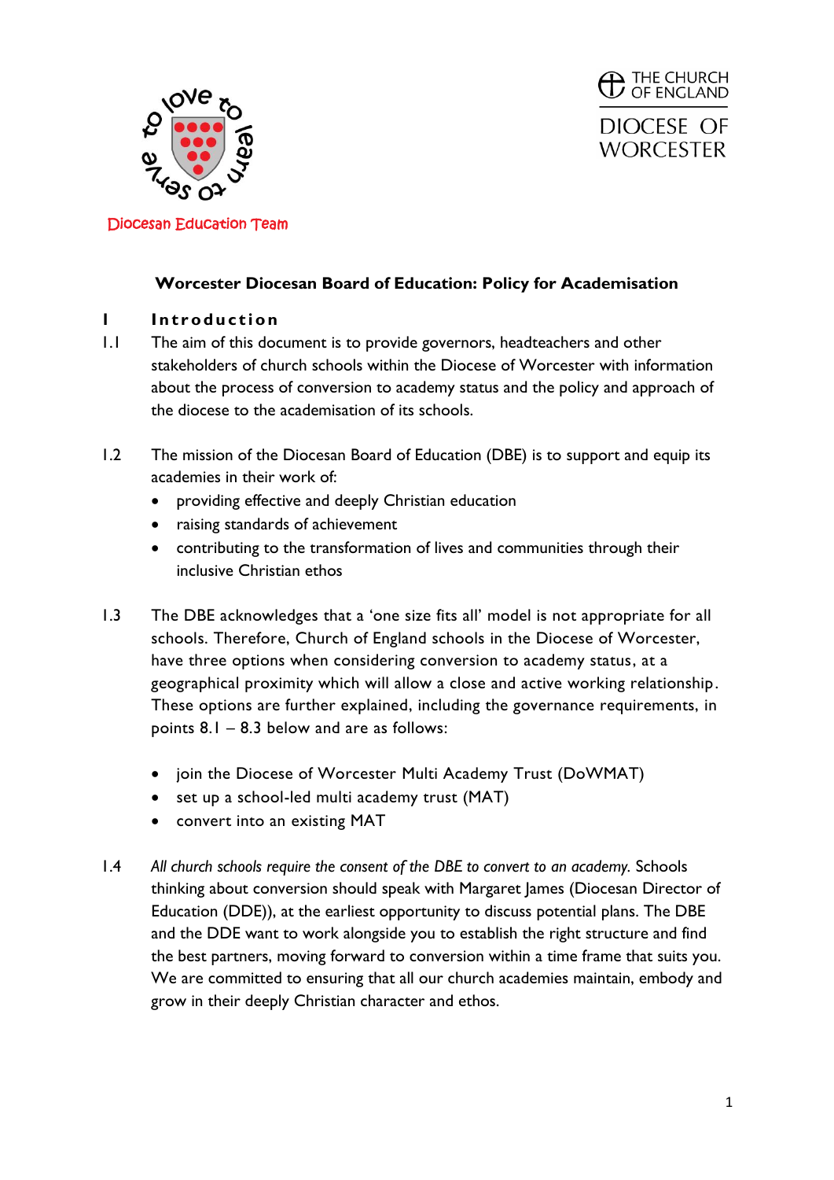Diocesan Education Team

THE CHURCH OF ENGLAND

DIOCESE OF WORCESTER

# Worcester Diocesan Board of Education: Policy for Academisation

## 1 Introduction

1.1 The aim of this document is to provide governors, headteachers and other stakeholders of church schools within the Diocese of Worcester with information about the process of conversion to academy status and the policy and approach of the diocese to the academisation of its schools.

1.2 The mission of the Diocesan Board of Education (DBE) is to support and equip its academies in their work of:

- providing effective and deeply Christian education
- raising standards of achievement
- contributing to the transformation of lives and communities through their inclusive Christian ethos

1.3 The DBE acknowledges that a 'one size fits all' model is not appropriate for all schools. Therefore, Church of England schools in the Diocese of Worcester, have three options when considering conversion to academy status, at a geographical proximity which will allow a close and active working relationship. These options are further explained, including the governance requirements, in points 8.1 – 8.3 below and are as follows:

- join the Diocese of Worcester Multi Academy Trust (DoWMAT)
- set up a school-led multi academy trust (MAT)
- convert into an existing MAT

1.4 *All church schools require the consent of the DBE to convert to an academy.* Schools thinking about conversion should speak with Margaret James (Diocesan Director of Education (DDE)), at the earliest opportunity to discuss potential plans. The DBE and the DDE want to work alongside you to establish the right structure and find the best partners, moving forward to conversion within a time frame that suits you. We are committed to ensuring that all our church academies maintain, embody and grow in their deeply Christian character and ethos.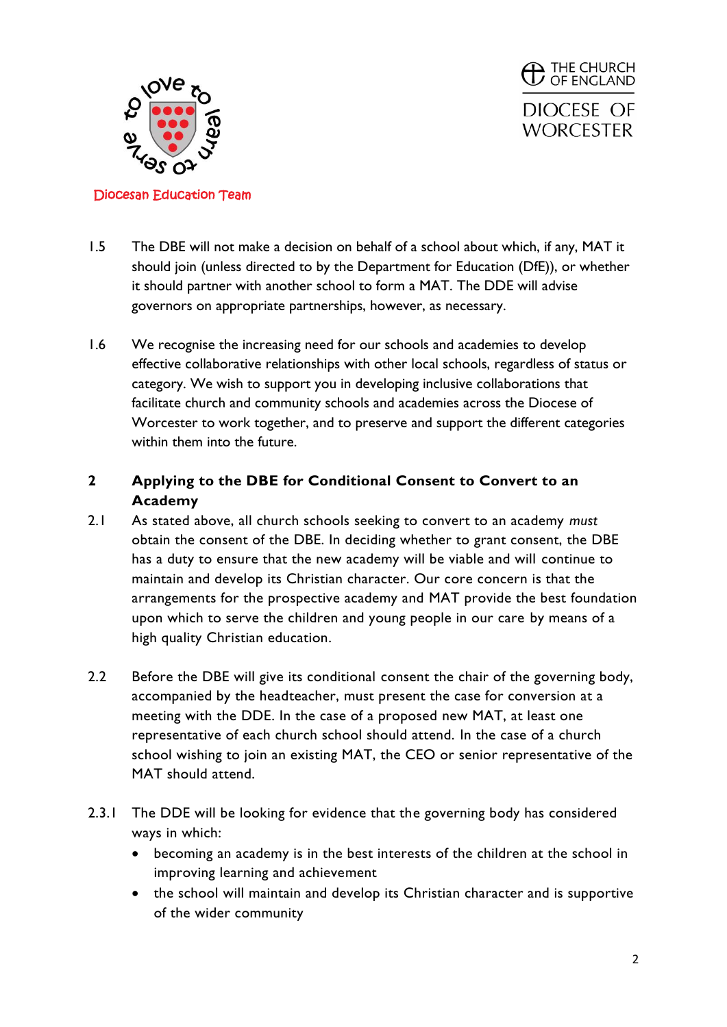1.5 The DBE will not make a decision on behalf of a school about which, if any, MAT it should join (unless directed to by the Department for Education (DfE)), or whether it should partner with another school to form a MAT. The DDE will advise governors on appropriate partnerships, however, as necessary.

1.6 We recognise the increasing need for our schools and academies to develop effective collaborative relationships with other local schools, regardless of status or category. We wish to support you in developing inclusive collaborations that facilitate church and community schools and academies across the Diocese of Worcester to work together, and to preserve and support the different categories within them into the future.

## 2 Applying to the DBE for Conditional Consent to Convert to an Academy

2.1 As stated above, all church schools seeking to convert to an academy *must* obtain the consent of the DBE. In deciding whether to grant consent, the DBE has a duty to ensure that the new academy will be viable and will continue to maintain and develop its Christian character. Our core concern is that the arrangements for the prospective academy and MAT provide the best foundation upon which to serve the children and young people in our care by means of a high quality Christian education.

2.2 Before the DBE will give its conditional consent the chair of the governing body, accompanied by the headteacher, must present the case for conversion at a meeting with the DDE. In the case of a proposed new MAT, at least one representative of each church school should attend. In the case of a church school wishing to join an existing MAT, the CEO or senior representative of the MAT should attend.

2.3.1 The DDE will be looking for evidence that the governing body has considered ways in which:

- becoming an academy is in the best interests of the children at the school in improving learning and achievement
- the school will maintain and develop its Christian character and is supportive of the wider community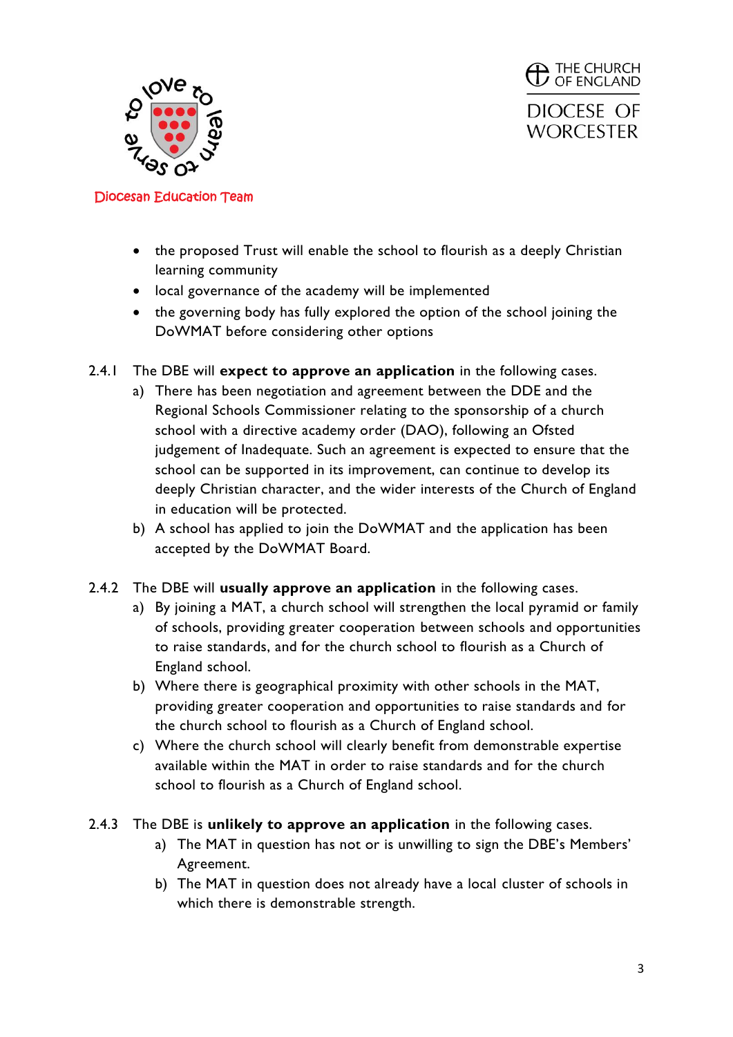- the proposed Trust will enable the school to flourish as a deeply Christian learning community
- local governance of the academy will be implemented
- the governing body has fully explored the option of the school joining the DoWMAT before considering other options

2.4.1 The DBE will **expect to approve an application** in the following cases.

a) There has been negotiation and agreement between the DDE and the Regional Schools Commissioner relating to the sponsorship of a church school with a directive academy order (DAO), following an Ofsted judgement of Inadequate. Such an agreement is expected to ensure that the school can be supported in its improvement, can continue to develop its deeply Christian character, and the wider interests of the Church of England in education will be protected.

b) A school has applied to join the DoWMAT and the application has been accepted by the DoWMAT Board.

2.4.2 The DBE will **usually approve an application** in the following cases.

a) By joining a MAT, a church school will strengthen the local pyramid or family of schools, providing greater cooperation between schools and opportunities to raise standards, and for the church school to flourish as a Church of England school.

b) Where there is geographical proximity with other schools in the MAT, providing greater cooperation and opportunities to raise standards and for the church school to flourish as a Church of England school.

c) Where the church school will clearly benefit from demonstrable expertise available within the MAT in order to raise standards and for the church school to flourish as a Church of England school.

2.4.3 The DBE is **unlikely to approve an application** in the following cases.

a) The MAT in question has not or is unwilling to sign the DBE's Members' Agreement.

b) The MAT in question does not already have a local cluster of schools in which there is demonstrable strength.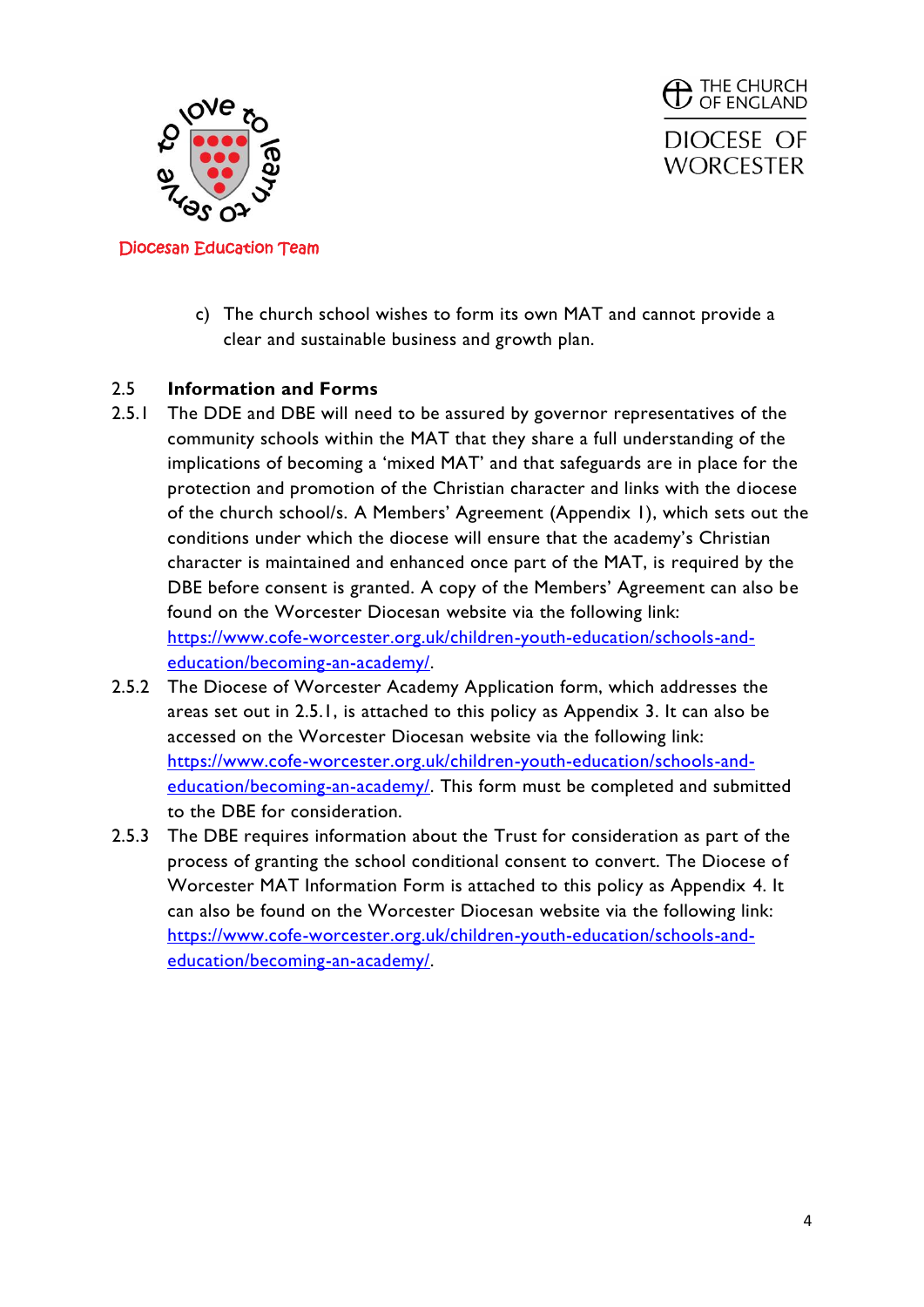c) The church school wishes to form its own MAT and cannot provide a clear and sustainable business and growth plan.

**2.5 Information and Forms**

2.5.1 The DDE and DBE will need to be assured by governor representatives of the community schools within the MAT that they share a full understanding of the implications of becoming a 'mixed MAT' and that safeguards are in place for the protection and promotion of the Christian character and links with the diocese of the church school/s. A Members' Agreement (Appendix 1), which sets out the conditions under which the diocese will ensure that the academy's Christian character is maintained and enhanced once part of the MAT, is required by the DBE before consent is granted. A copy of the Members' Agreement can also be found on the Worcester Diocesan website via the following link: https://www.cofe-worcester.org.uk/children-youth-education/schools-and-education/becoming-an-academy/.

2.5.2 The Diocese of Worcester Academy Application form, which addresses the areas set out in 2.5.1, is attached to this policy as Appendix 3. It can also be accessed on the Worcester Diocesan website via the following link: https://www.cofe-worcester.org.uk/children-youth-education/schools-and-education/becoming-an-academy/. This form must be completed and submitted to the DBE for consideration.

2.5.3 The DBE requires information about the Trust for consideration as part of the process of granting the school conditional consent to convert. The Diocese of Worcester MAT Information Form is attached to this policy as Appendix 4. It can also be found on the Worcester Diocesan website via the following link: https://www.cofe-worcester.org.uk/children-youth-education/schools-and-education/becoming-an-academy/.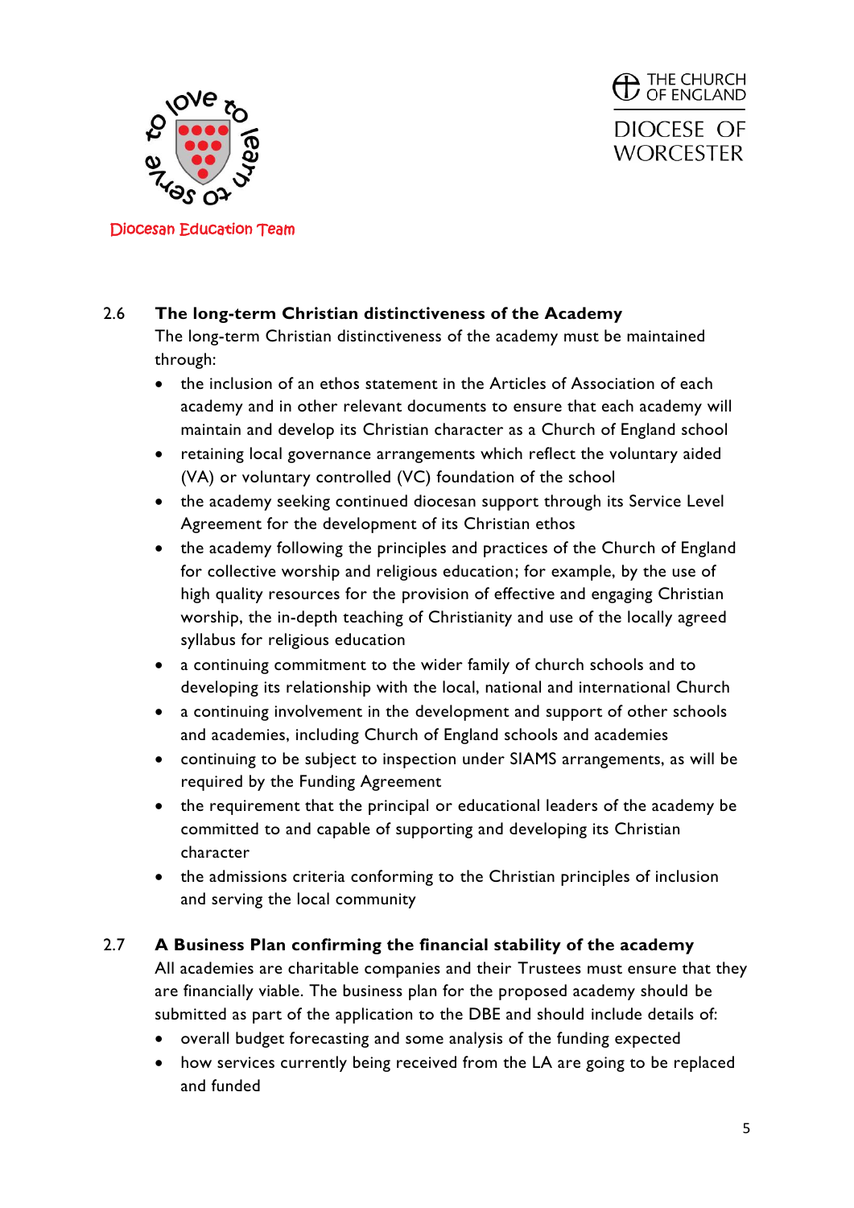### 2.6 The long-term Christian distinctiveness of the Academy

The long-term Christian distinctiveness of the academy must be maintained through:

- the inclusion of an ethos statement in the Articles of Association of each academy and in other relevant documents to ensure that each academy will maintain and develop its Christian character as a Church of England school
- retaining local governance arrangements which reflect the voluntary aided (VA) or voluntary controlled (VC) foundation of the school
- the academy seeking continued diocesan support through its Service Level Agreement for the development of its Christian ethos
- the academy following the principles and practices of the Church of England for collective worship and religious education; for example, by the use of high quality resources for the provision of effective and engaging Christian worship, the in-depth teaching of Christianity and use of the locally agreed syllabus for religious education
- a continuing commitment to the wider family of church schools and to developing its relationship with the local, national and international Church
- a continuing involvement in the development and support of other schools and academies, including Church of England schools and academies
- continuing to be subject to inspection under SIAMS arrangements, as will be required by the Funding Agreement
- the requirement that the principal or educational leaders of the academy be committed to and capable of supporting and developing its Christian character
- the admissions criteria conforming to the Christian principles of inclusion and serving the local community

### 2.7 A Business Plan confirming the financial stability of the academy

All academies are charitable companies and their Trustees must ensure that they are financially viable. The business plan for the proposed academy should be submitted as part of the application to the DBE and should include details of:

- overall budget forecasting and some analysis of the funding expected
- how services currently being received from the LA are going to be replaced and funded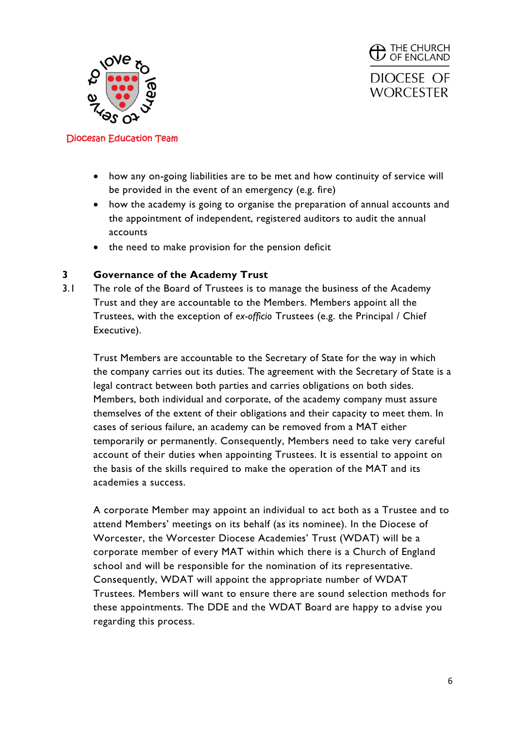- how any on-going liabilities are to be met and how continuity of service will be provided in the event of an emergency (e.g. fire)
- how the academy is going to organise the preparation of annual accounts and the appointment of independent, registered auditors to audit the annual accounts
- the need to make provision for the pension deficit

## 3 Governance of the Academy Trust

3.1 The role of the Board of Trustees is to manage the business of the Academy Trust and they are accountable to the Members. Members appoint all the Trustees, with the exception of *ex-officio* Trustees (e.g. the Principal / Chief Executive).

Trust Members are accountable to the Secretary of State for the way in which the company carries out its duties. The agreement with the Secretary of State is a legal contract between both parties and carries obligations on both sides. Members, both individual and corporate, of the academy company must assure themselves of the extent of their obligations and their capacity to meet them. In cases of serious failure, an academy can be removed from a MAT either temporarily or permanently. Consequently, Members need to take very careful account of their duties when appointing Trustees. It is essential to appoint on the basis of the skills required to make the operation of the MAT and its academies a success.

A corporate Member may appoint an individual to act both as a Trustee and to attend Members' meetings on its behalf (as its nominee). In the Diocese of Worcester, the Worcester Diocese Academies' Trust (WDAT) will be a corporate member of every MAT within which there is a Church of England school and will be responsible for the nomination of its representative. Consequently, WDAT will appoint the appropriate number of WDAT Trustees. Members will want to ensure there are sound selection methods for these appointments. The DDE and the WDAT Board are happy to advise you regarding this process.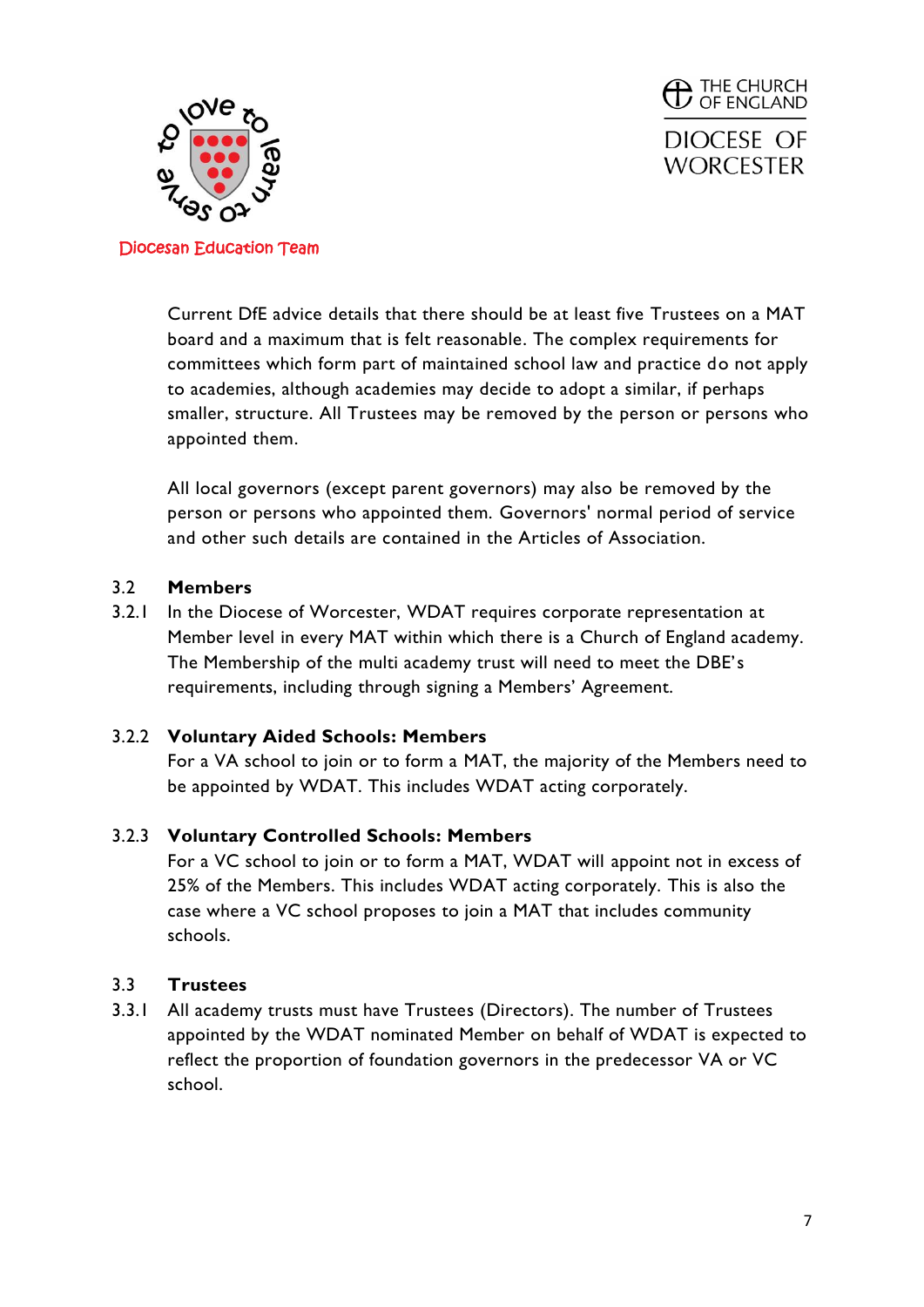Current DfE advice details that there should be at least five Trustees on a MAT board and a maximum that is felt reasonable. The complex requirements for committees which form part of maintained school law and practice do not apply to academies, although academies may decide to adopt a similar, if perhaps smaller, structure. All Trustees may be removed by the person or persons who appointed them.

All local governors (except parent governors) may also be removed by the person or persons who appointed them. Governors' normal period of service and other such details are contained in the Articles of Association.

### 3.2 Members

3.2.1 In the Diocese of Worcester, WDAT requires corporate representation at Member level in every MAT within which there is a Church of England academy. The Membership of the multi academy trust will need to meet the DBE's requirements, including through signing a Members' Agreement.

#### 3.2.2 Voluntary Aided Schools: Members

For a VA school to join or to form a MAT, the majority of the Members need to be appointed by WDAT. This includes WDAT acting corporately.

#### 3.2.3 Voluntary Controlled Schools: Members

For a VC school to join or to form a MAT, WDAT will appoint not in excess of 25% of the Members. This includes WDAT acting corporately. This is also the case where a VC school proposes to join a MAT that includes community schools.

### 3.3 Trustees

3.3.1 All academy trusts must have Trustees (Directors). The number of Trustees appointed by the WDAT nominated Member on behalf of WDAT is expected to reflect the proportion of foundation governors in the predecessor VA or VC school.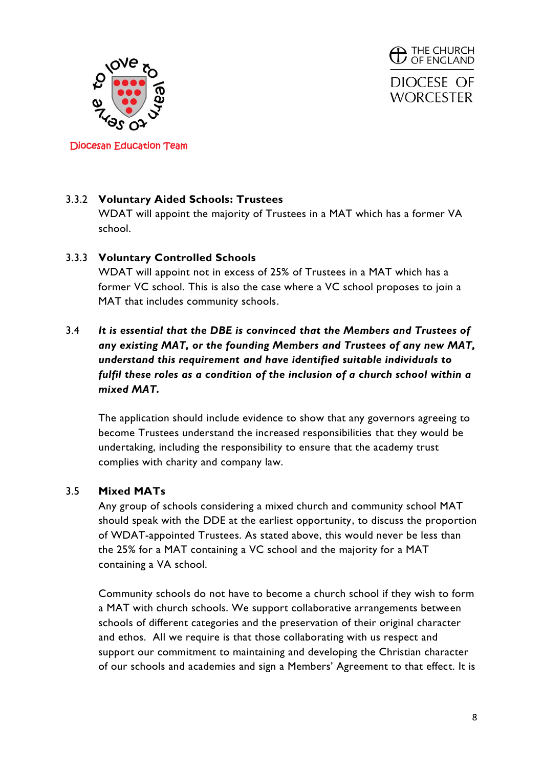#### 3.3.2 Voluntary Aided Schools: Trustees

WDAT will appoint the majority of Trustees in a MAT which has a former VA school.

#### 3.3.3 Voluntary Controlled Schools

WDAT will appoint not in excess of 25% of Trustees in a MAT which has a former VC school. This is also the case where a VC school proposes to join a MAT that includes community schools.

3.4 ***It is essential that the DBE is convinced that the Members and Trustees of any existing MAT, or the founding Members and Trustees of any new MAT, understand this requirement and have identified suitable individuals to fulfil these roles as a condition of the inclusion of a church school within a mixed MAT.***

The application should include evidence to show that any governors agreeing to become Trustees understand the increased responsibilities that they would be undertaking, including the responsibility to ensure that the academy trust complies with charity and company law.

### 3.5 Mixed MATs

Any group of schools considering a mixed church and community school MAT should speak with the DDE at the earliest opportunity, to discuss the proportion of WDAT-appointed Trustees. As stated above, this would never be less than the 25% for a MAT containing a VC school and the majority for a MAT containing a VA school.

Community schools do not have to become a church school if they wish to form a MAT with church schools. We support collaborative arrangements between schools of different categories and the preservation of their original character and ethos. All we require is that those collaborating with us respect and support our commitment to maintaining and developing the Christian character of our schools and academies and sign a Members' Agreement to that effect. It is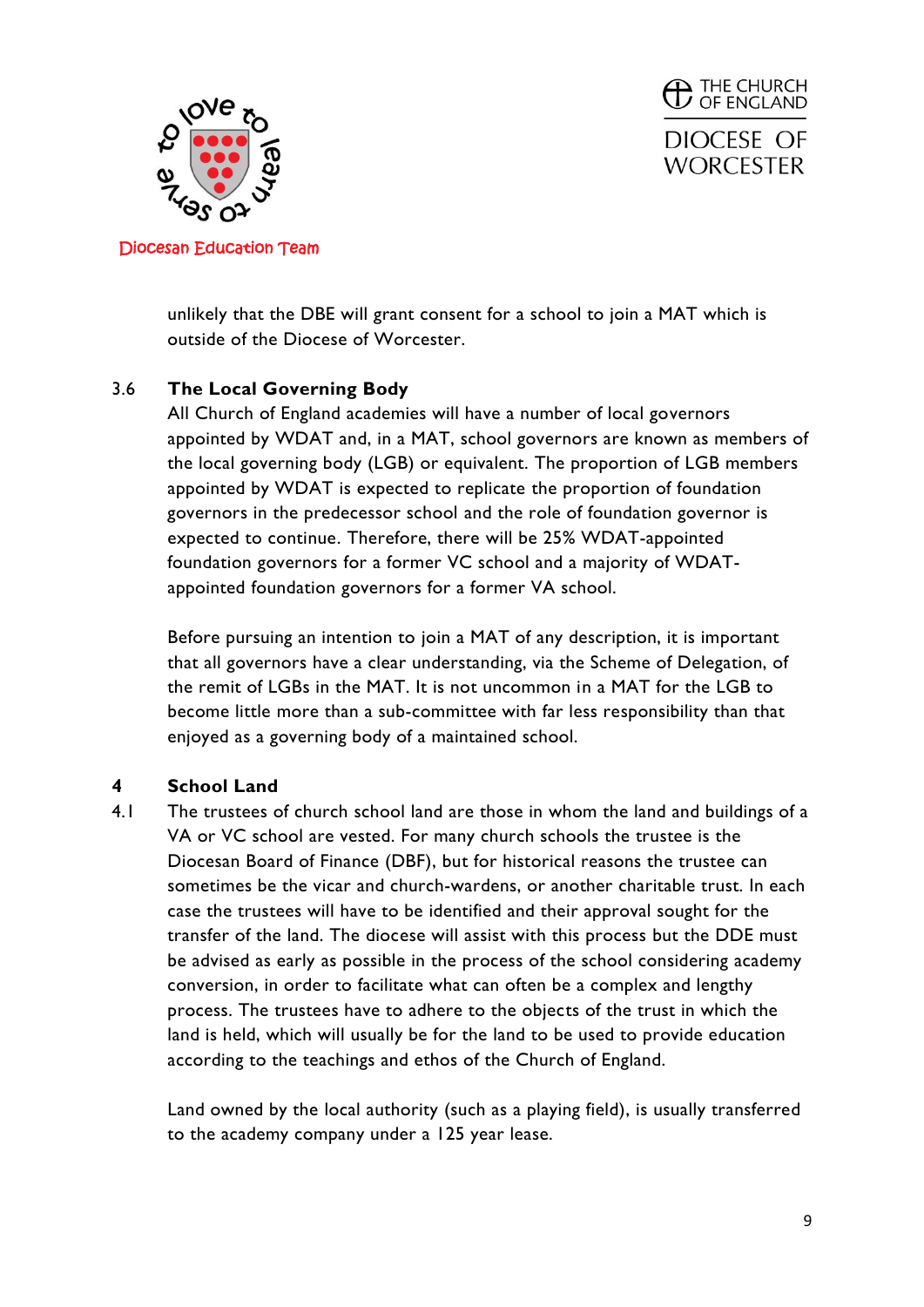unlikely that the DBE will grant consent for a school to join a MAT which is outside of the Diocese of Worcester.

### 3.6 The Local Governing Body

All Church of England academies will have a number of local governors appointed by WDAT and, in a MAT, school governors are known as members of the local governing body (LGB) or equivalent. The proportion of LGB members appointed by WDAT is expected to replicate the proportion of foundation governors in the predecessor school and the role of foundation governor is expected to continue. Therefore, there will be 25% WDAT-appointed foundation governors for a former VC school and a majority of WDAT-appointed foundation governors for a former VA school.

Before pursuing an intention to join a MAT of any description, it is important that all governors have a clear understanding, via the Scheme of Delegation, of the remit of LGBs in the MAT. It is not uncommon in a MAT for the LGB to become little more than a sub-committee with far less responsibility than that enjoyed as a governing body of a maintained school.

## 4 School Land

4.1 The trustees of church school land are those in whom the land and buildings of a VA or VC school are vested. For many church schools the trustee is the Diocesan Board of Finance (DBF), but for historical reasons the trustee can sometimes be the vicar and church-wardens, or another charitable trust. In each case the trustees will have to be identified and their approval sought for the transfer of the land. The diocese will assist with this process but the DDE must be advised as early as possible in the process of the school considering academy conversion, in order to facilitate what can often be a complex and lengthy process. The trustees have to adhere to the objects of the trust in which the land is held, which will usually be for the land to be used to provide education according to the teachings and ethos of the Church of England.

Land owned by the local authority (such as a playing field), is usually transferred to the academy company under a 125 year lease.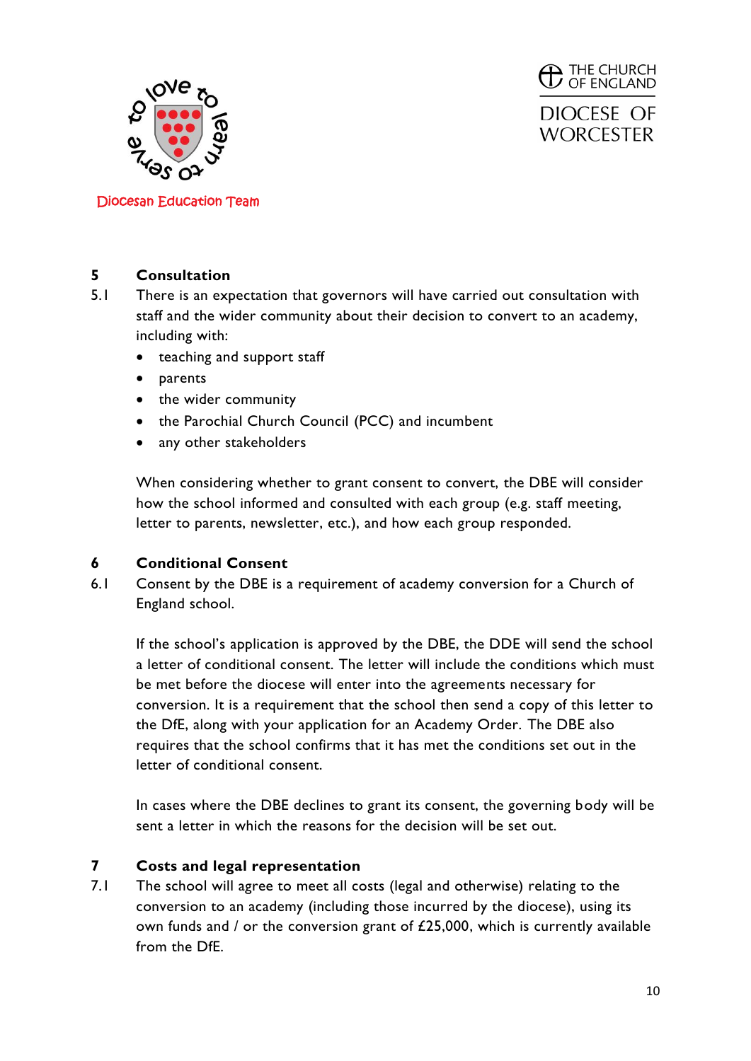## 5 Consultation

5.1 There is an expectation that governors will have carried out consultation with staff and the wider community about their decision to convert to an academy, including with:

- teaching and support staff
- parents
- the wider community
- the Parochial Church Council (PCC) and incumbent
- any other stakeholders

When considering whether to grant consent to convert, the DBE will consider how the school informed and consulted with each group (e.g. staff meeting, letter to parents, newsletter, etc.), and how each group responded.

## 6 Conditional Consent

6.1 Consent by the DBE is a requirement of academy conversion for a Church of England school.

If the school's application is approved by the DBE, the DDE will send the school a letter of conditional consent. The letter will include the conditions which must be met before the diocese will enter into the agreements necessary for conversion. It is a requirement that the school then send a copy of this letter to the DfE, along with your application for an Academy Order. The DBE also requires that the school confirms that it has met the conditions set out in the letter of conditional consent.

In cases where the DBE declines to grant its consent, the governing body will be sent a letter in which the reasons for the decision will be set out.

## 7 Costs and legal representation

7.1 The school will agree to meet all costs (legal and otherwise) relating to the conversion to an academy (including those incurred by the diocese), using its own funds and / or the conversion grant of £25,000, which is currently available from the DfE.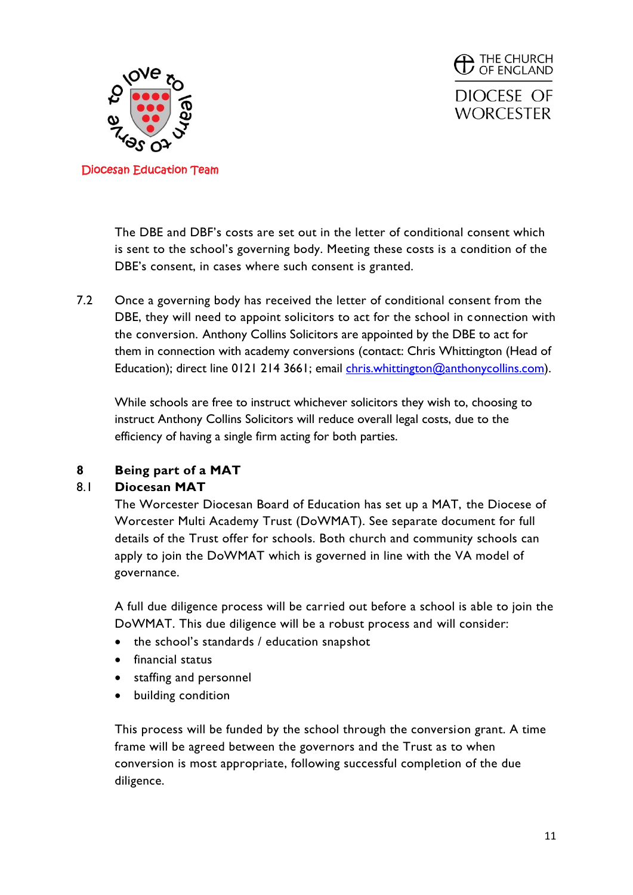The DBE and DBF's costs are set out in the letter of conditional consent which is sent to the school's governing body. Meeting these costs is a condition of the DBE's consent, in cases where such consent is granted.

7.2 Once a governing body has received the letter of conditional consent from the DBE, they will need to appoint solicitors to act for the school in connection with the conversion. Anthony Collins Solicitors are appointed by the DBE to act for them in connection with academy conversions (contact: Chris Whittington (Head of Education); direct line 0121 214 3661; email [chris.whittington@anthonycollins.com](mailto:chris.whittington@anthonycollins.com)).

While schools are free to instruct whichever solicitors they wish to, choosing to instruct Anthony Collins Solicitors will reduce overall legal costs, due to the efficiency of having a single firm acting for both parties.

## 8 Being part of a MAT

### 8.1 Diocesan MAT

The Worcester Diocesan Board of Education has set up a MAT, the Diocese of Worcester Multi Academy Trust (DoWMAT). See separate document for full details of the Trust offer for schools. Both church and community schools can apply to join the DoWMAT which is governed in line with the VA model of governance.

A full due diligence process will be carried out before a school is able to join the DoWMAT. This due diligence will be a robust process and will consider:

- the school's standards / education snapshot
- financial status
- staffing and personnel
- building condition

This process will be funded by the school through the conversion grant. A time frame will be agreed between the governors and the Trust as to when conversion is most appropriate, following successful completion of the due diligence.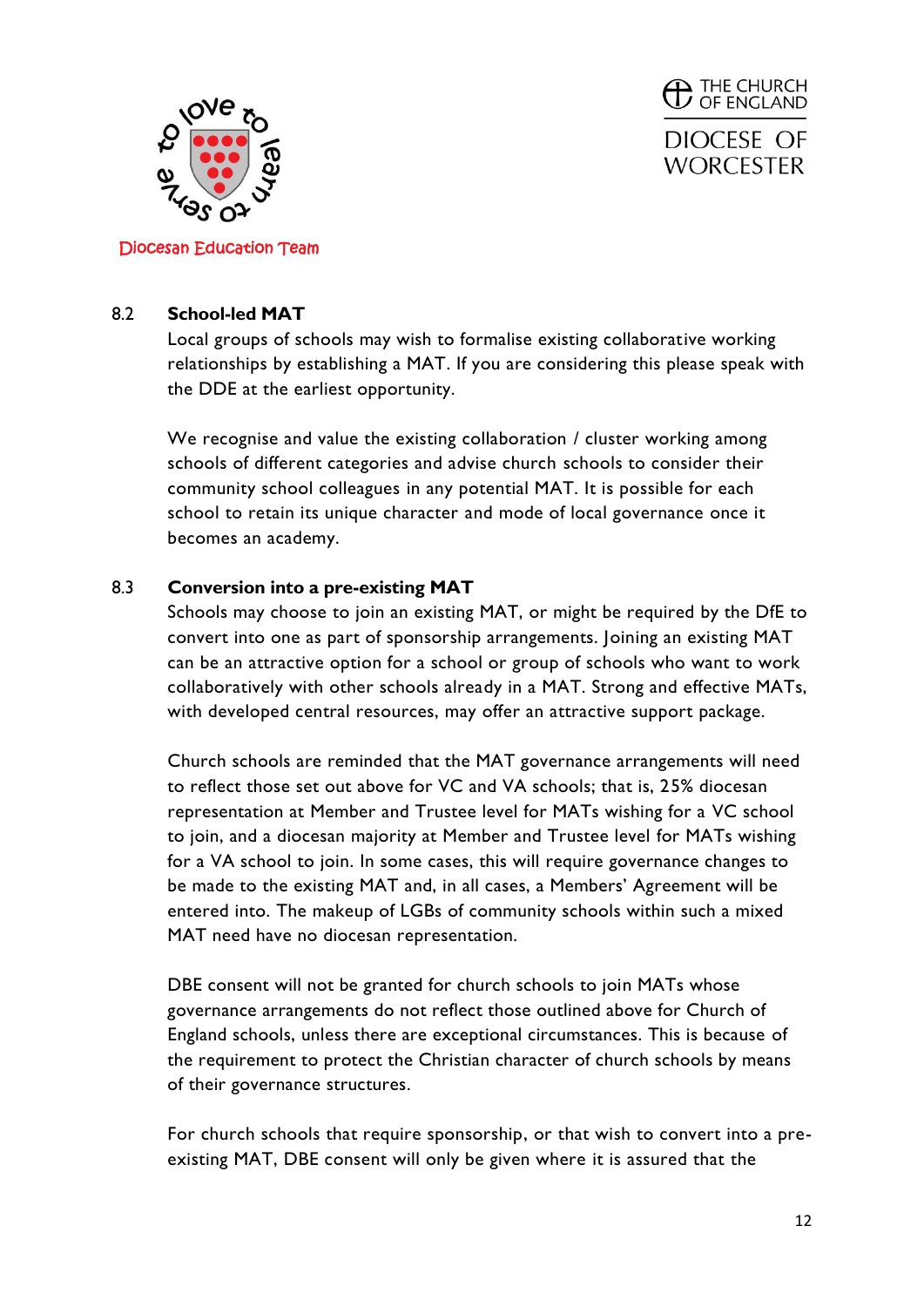### 8.2 School-led MAT

Local groups of schools may wish to formalise existing collaborative working relationships by establishing a MAT. If you are considering this please speak with the DDE at the earliest opportunity.

We recognise and value the existing collaboration / cluster working among schools of different categories and advise church schools to consider their community school colleagues in any potential MAT. It is possible for each school to retain its unique character and mode of local governance once it becomes an academy.

### 8.3 Conversion into a pre-existing MAT

Schools may choose to join an existing MAT, or might be required by the DfE to convert into one as part of sponsorship arrangements. Joining an existing MAT can be an attractive option for a school or group of schools who want to work collaboratively with other schools already in a MAT. Strong and effective MATs, with developed central resources, may offer an attractive support package.

Church schools are reminded that the MAT governance arrangements will need to reflect those set out above for VC and VA schools; that is, 25% diocesan representation at Member and Trustee level for MATs wishing for a VC school to join, and a diocesan majority at Member and Trustee level for MATs wishing for a VA school to join. In some cases, this will require governance changes to be made to the existing MAT and, in all cases, a Members' Agreement will be entered into. The makeup of LGBs of community schools within such a mixed MAT need have no diocesan representation.

DBE consent will not be granted for church schools to join MATs whose governance arrangements do not reflect those outlined above for Church of England schools, unless there are exceptional circumstances. This is because of the requirement to protect the Christian character of church schools by means of their governance structures.

For church schools that require sponsorship, or that wish to convert into a pre-existing MAT, DBE consent will only be given where it is assured that the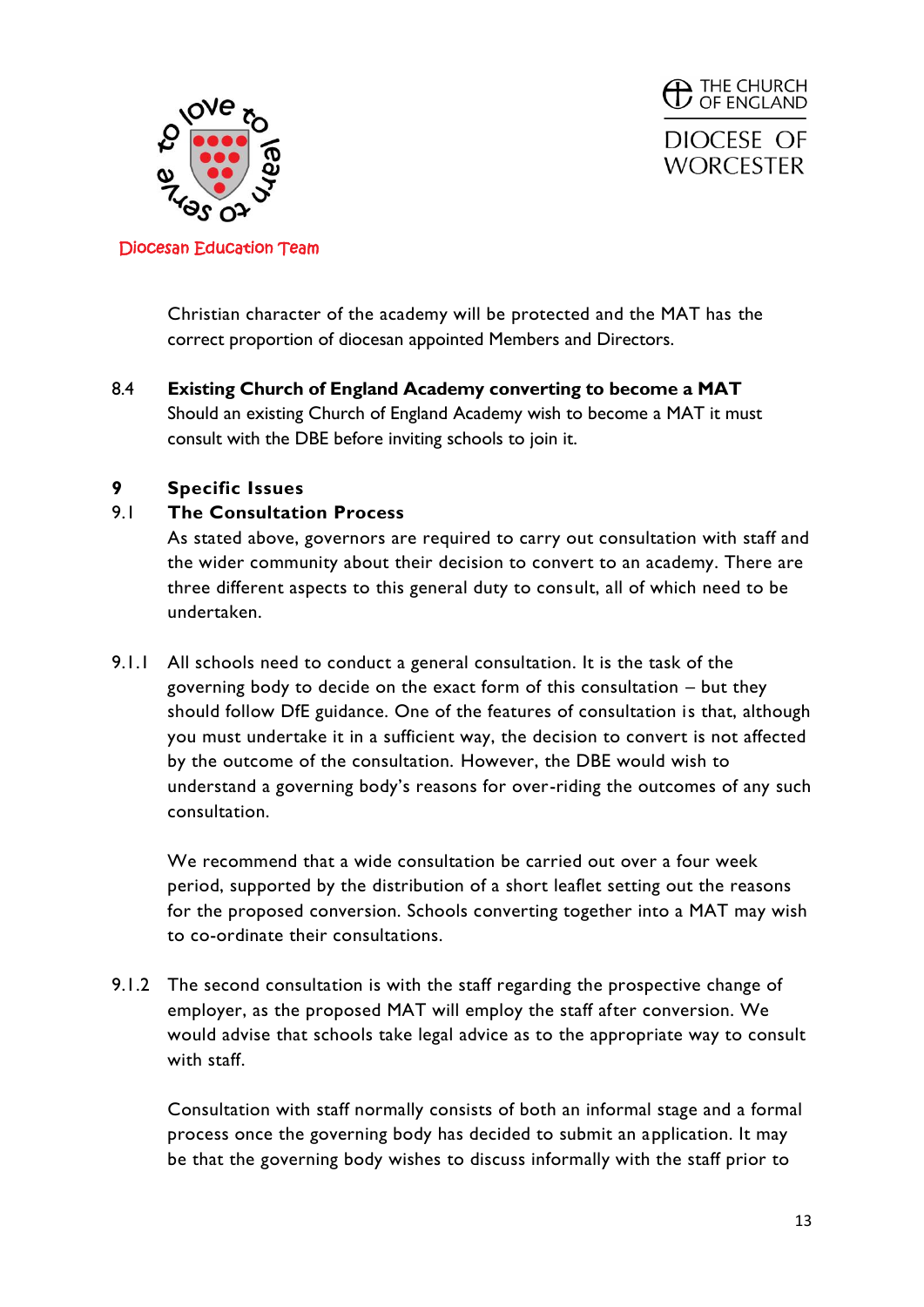Christian character of the academy will be protected and the MAT has the correct proportion of diocesan appointed Members and Directors.

8.4 **Existing Church of England Academy converting to become a MAT**

Should an existing Church of England Academy wish to become a MAT it must consult with the DBE before inviting schools to join it.

## 9 Specific Issues

### 9.1 The Consultation Process

As stated above, governors are required to carry out consultation with staff and the wider community about their decision to convert to an academy. There are three different aspects to this general duty to consult, all of which need to be undertaken.

9.1.1 All schools need to conduct a general consultation. It is the task of the governing body to decide on the exact form of this consultation – but they should follow DfE guidance. One of the features of consultation is that, although you must undertake it in a sufficient way, the decision to convert is not affected by the outcome of the consultation. However, the DBE would wish to understand a governing body's reasons for over-riding the outcomes of any such consultation.

We recommend that a wide consultation be carried out over a four week period, supported by the distribution of a short leaflet setting out the reasons for the proposed conversion. Schools converting together into a MAT may wish to co-ordinate their consultations.

9.1.2 The second consultation is with the staff regarding the prospective change of employer, as the proposed MAT will employ the staff after conversion. We would advise that schools take legal advice as to the appropriate way to consult with staff.

Consultation with staff normally consists of both an informal stage and a formal process once the governing body has decided to submit an application. It may be that the governing body wishes to discuss informally with the staff prior to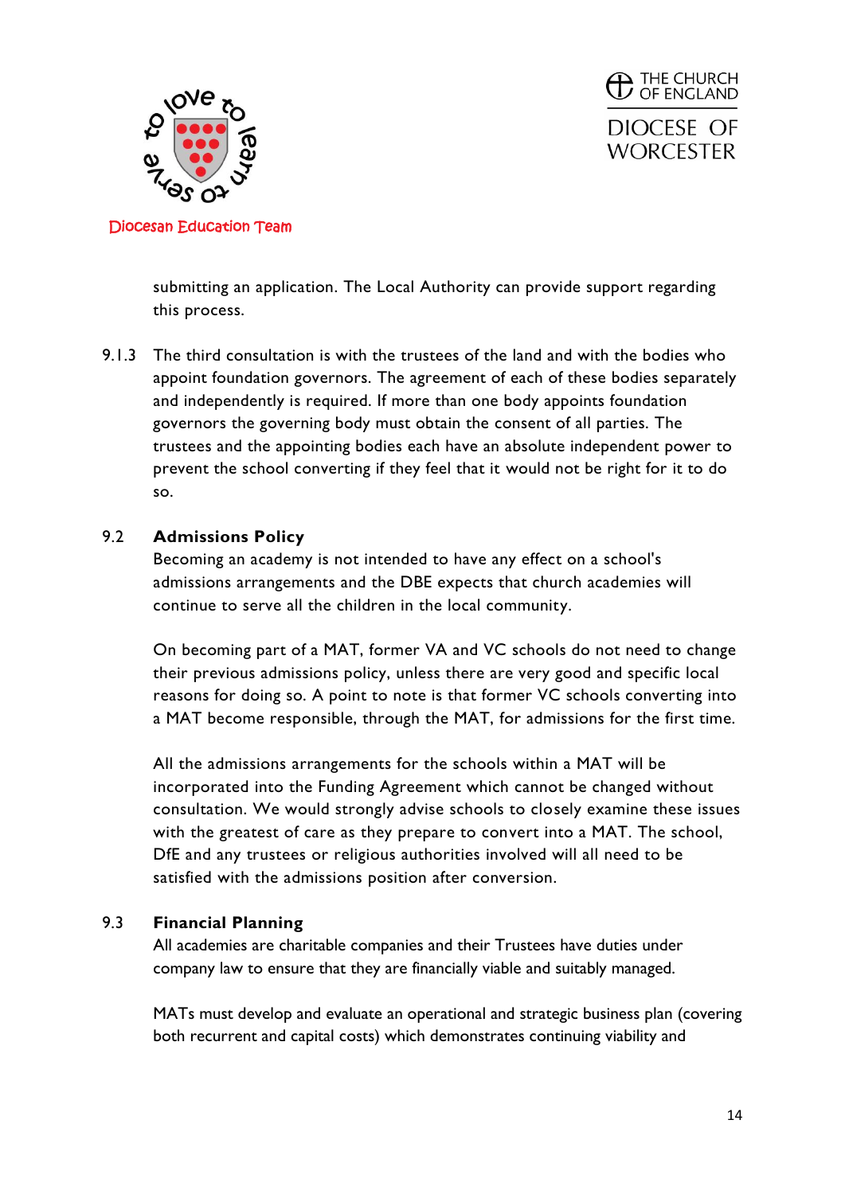submitting an application. The Local Authority can provide support regarding this process.

9.1.3 The third consultation is with the trustees of the land and with the bodies who appoint foundation governors. The agreement of each of these bodies separately and independently is required. If more than one body appoints foundation governors the governing body must obtain the consent of all parties. The trustees and the appointing bodies each have an absolute independent power to prevent the school converting if they feel that it would not be right for it to do so.

## 9.2 Admissions Policy

Becoming an academy is not intended to have any effect on a school's admissions arrangements and the DBE expects that church academies will continue to serve all the children in the local community.

On becoming part of a MAT, former VA and VC schools do not need to change their previous admissions policy, unless there are very good and specific local reasons for doing so. A point to note is that former VC schools converting into a MAT become responsible, through the MAT, for admissions for the first time.

All the admissions arrangements for the schools within a MAT will be incorporated into the Funding Agreement which cannot be changed without consultation. We would strongly advise schools to closely examine these issues with the greatest of care as they prepare to convert into a MAT. The school, DfE and any trustees or religious authorities involved will all need to be satisfied with the admissions position after conversion.

## 9.3 Financial Planning

All academies are charitable companies and their Trustees have duties under company law to ensure that they are financially viable and suitably managed.

MATs must develop and evaluate an operational and strategic business plan (covering both recurrent and capital costs) which demonstrates continuing viability and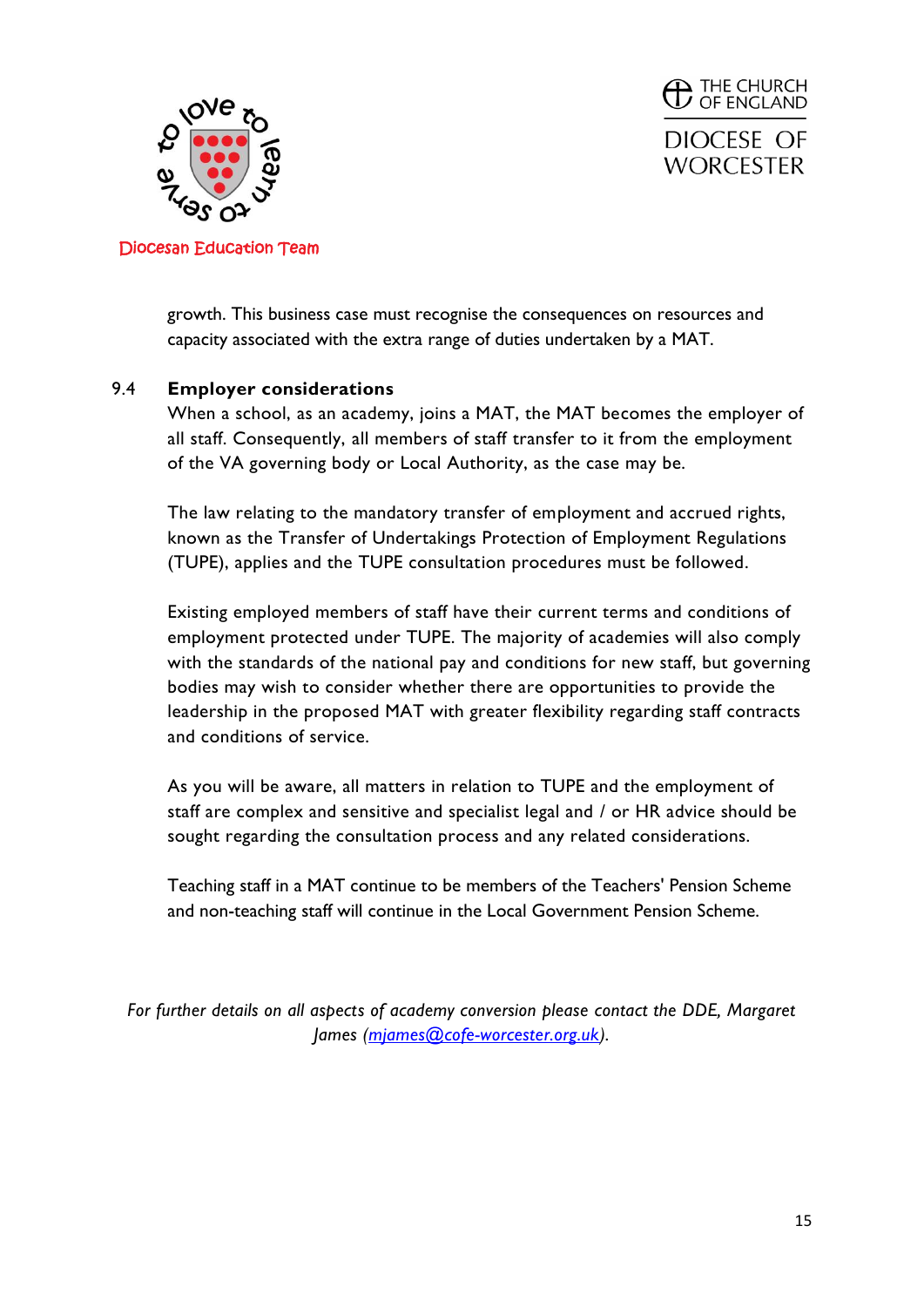growth. This business case must recognise the consequences on resources and capacity associated with the extra range of duties undertaken by a MAT.

### 9.4 Employer considerations

When a school, as an academy, joins a MAT, the MAT becomes the employer of all staff. Consequently, all members of staff transfer to it from the employment of the VA governing body or Local Authority, as the case may be.

The law relating to the mandatory transfer of employment and accrued rights, known as the Transfer of Undertakings Protection of Employment Regulations (TUPE), applies and the TUPE consultation procedures must be followed.

Existing employed members of staff have their current terms and conditions of employment protected under TUPE. The majority of academies will also comply with the standards of the national pay and conditions for new staff, but governing bodies may wish to consider whether there are opportunities to provide the leadership in the proposed MAT with greater flexibility regarding staff contracts and conditions of service.

As you will be aware, all matters in relation to TUPE and the employment of staff are complex and sensitive and specialist legal and / or HR advice should be sought regarding the consultation process and any related considerations.

Teaching staff in a MAT continue to be members of the Teachers' Pension Scheme and non-teaching staff will continue in the Local Government Pension Scheme.

*For further details on all aspects of academy conversion please contact the DDE, Margaret James ([mjames@cofe-worcester.org.uk](mailto:mjames@cofe-worcester.org.uk)).*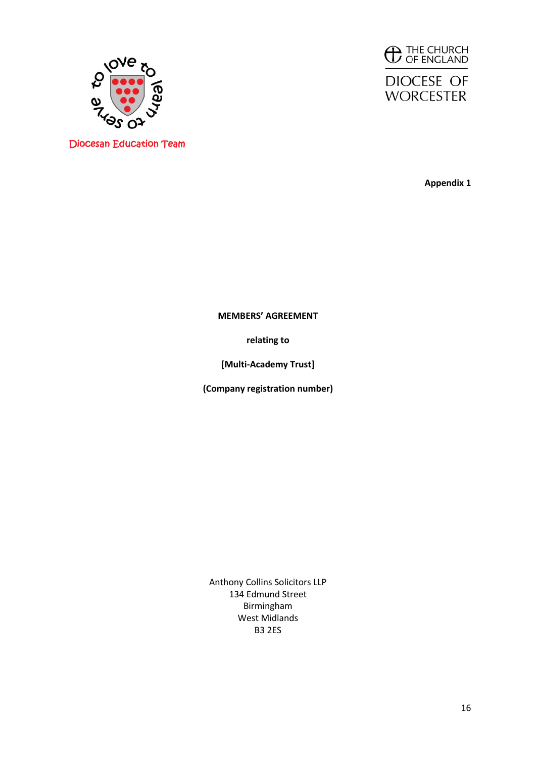Diocesan Education Team

THE CHURCH OF ENGLAND

DIOCESE OF WORCESTER

**Appendix 1**

**MEMBERS' AGREEMENT**

**relating to**

**[Multi-Academy Trust]**

**(Company registration number)**

Anthony Collins Solicitors LLP
134 Edmund Street
Birmingham
West Midlands
B3 2ES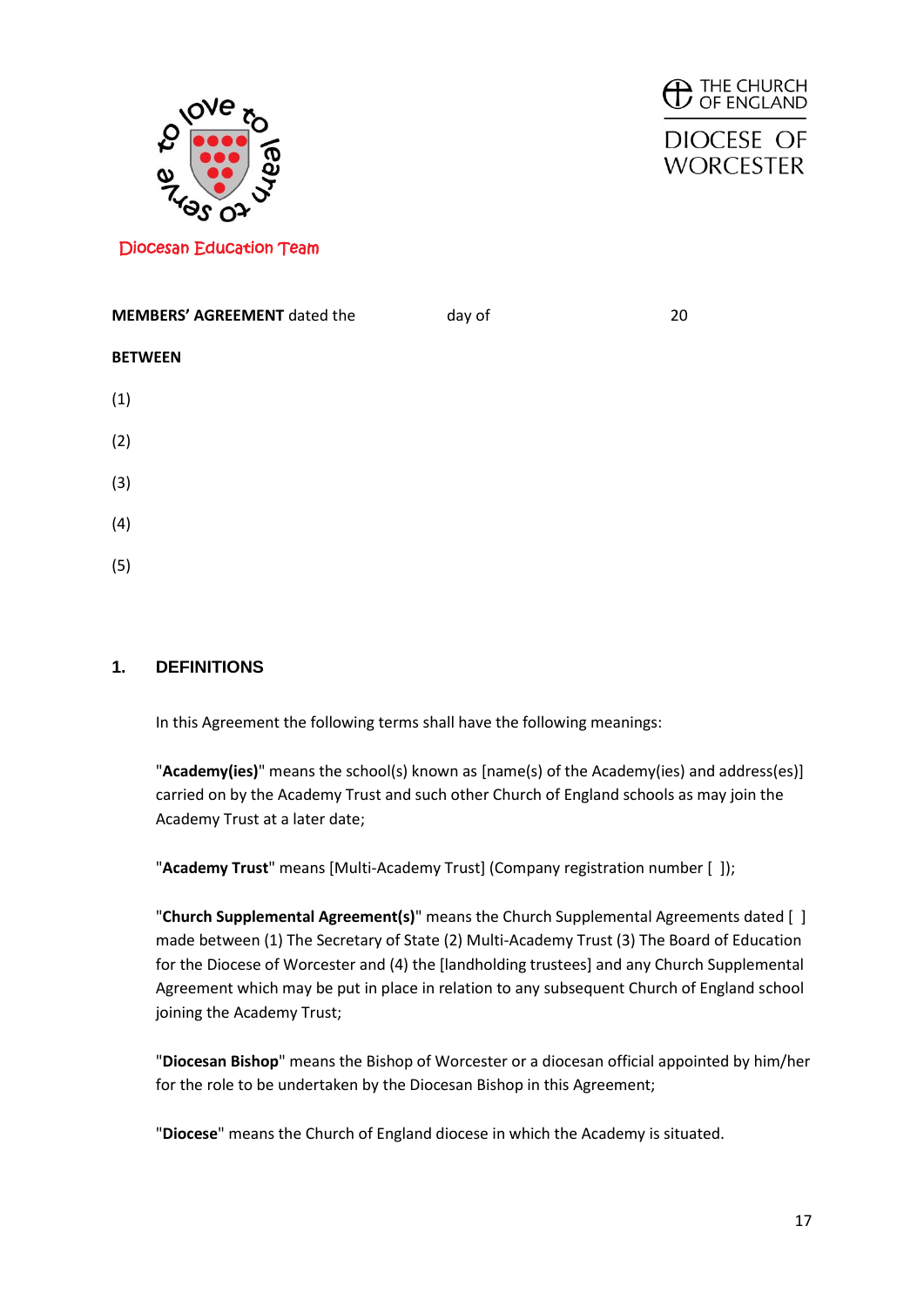Diocesan Education Team

THE CHURCH OF ENGLAND

DIOCESE OF WORCESTER

**MEMBERS' AGREEMENT** dated the day of 20

**BETWEEN**

(1)

(2)

(3)

(4)

(5)

## 1. DEFINITIONS

In this Agreement the following terms shall have the following meanings:

"**Academy(ies)**" means the school(s) known as [name(s) of the Academy(ies) and address(es)] carried on by the Academy Trust and such other Church of England schools as may join the Academy Trust at a later date;

"**Academy Trust**" means [Multi-Academy Trust] (Company registration number [ ]);

"**Church Supplemental Agreement(s)**" means the Church Supplemental Agreements dated [ ] made between (1) The Secretary of State (2) Multi-Academy Trust (3) The Board of Education for the Diocese of Worcester and (4) the [landholding trustees] and any Church Supplemental Agreement which may be put in place in relation to any subsequent Church of England school joining the Academy Trust;

"**Diocesan Bishop**" means the Bishop of Worcester or a diocesan official appointed by him/her for the role to be undertaken by the Diocesan Bishop in this Agreement;

"**Diocese**" means the Church of England diocese in which the Academy is situated.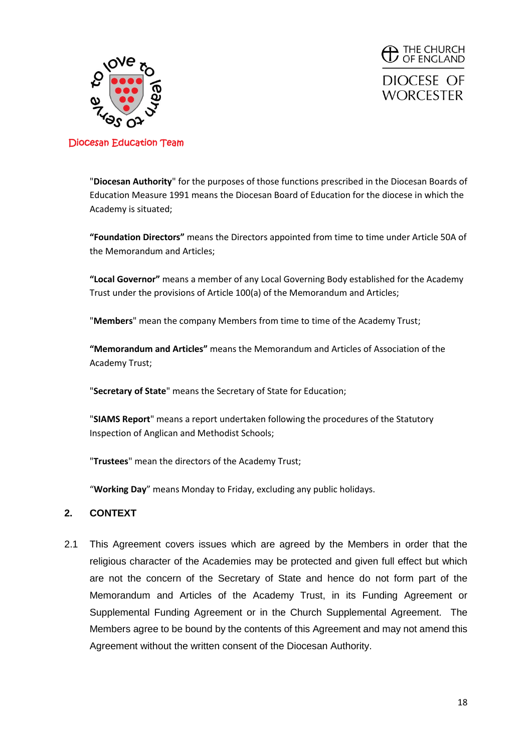"**Diocesan Authority**" for the purposes of those functions prescribed in the Diocesan Boards of Education Measure 1991 means the Diocesan Board of Education for the diocese in which the Academy is situated;

**"Foundation Directors"** means the Directors appointed from time to time under Article 50A of the Memorandum and Articles;

**"Local Governor"** means a member of any Local Governing Body established for the Academy Trust under the provisions of Article 100(a) of the Memorandum and Articles;

"**Members**" mean the company Members from time to time of the Academy Trust;

**"Memorandum and Articles"** means the Memorandum and Articles of Association of the Academy Trust;

"**Secretary of State**" means the Secretary of State for Education;

"**SIAMS Report**" means a report undertaken following the procedures of the Statutory Inspection of Anglican and Methodist Schools;

"**Trustees**" mean the directors of the Academy Trust;

"**Working Day**" means Monday to Friday, excluding any public holidays.

## 2. CONTEXT

2.1 This Agreement covers issues which are agreed by the Members in order that the religious character of the Academies may be protected and given full effect but which are not the concern of the Secretary of State and hence do not form part of the Memorandum and Articles of the Academy Trust, in its Funding Agreement or Supplemental Funding Agreement or in the Church Supplemental Agreement. The Members agree to be bound by the contents of this Agreement and may not amend this Agreement without the written consent of the Diocesan Authority.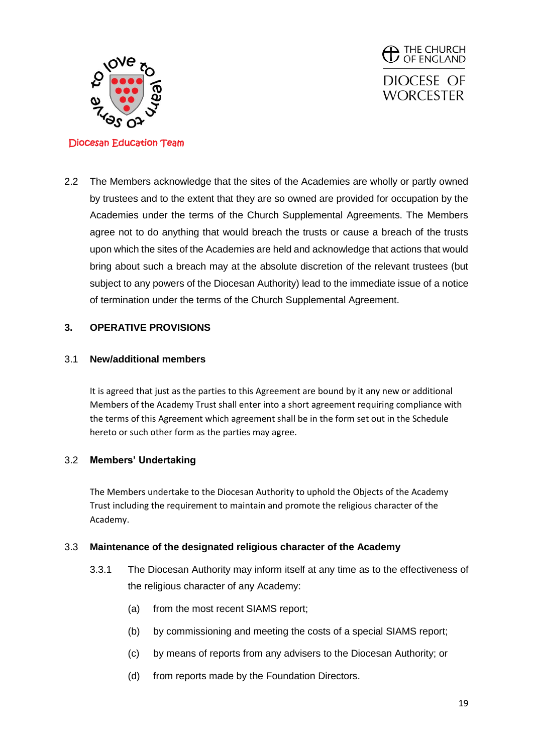2.2 The Members acknowledge that the sites of the Academies are wholly or partly owned by trustees and to the extent that they are so owned are provided for occupation by the Academies under the terms of the Church Supplemental Agreements. The Members agree not to do anything that would breach the trusts or cause a breach of the trusts upon which the sites of the Academies are held and acknowledge that actions that would bring about such a breach may at the absolute discretion of the relevant trustees (but subject to any powers of the Diocesan Authority) lead to the immediate issue of a notice of termination under the terms of the Church Supplemental Agreement.

## 3. OPERATIVE PROVISIONS

### 3.1 New/additional members

It is agreed that just as the parties to this Agreement are bound by it any new or additional Members of the Academy Trust shall enter into a short agreement requiring compliance with the terms of this Agreement which agreement shall be in the form set out in the Schedule hereto or such other form as the parties may agree.

### 3.2 Members' Undertaking

The Members undertake to the Diocesan Authority to uphold the Objects of the Academy Trust including the requirement to maintain and promote the religious character of the Academy.

### 3.3 Maintenance of the designated religious character of the Academy

3.3.1 The Diocesan Authority may inform itself at any time as to the effectiveness of the religious character of any Academy:

(a) from the most recent SIAMS report;

(b) by commissioning and meeting the costs of a special SIAMS report;

(c) by means of reports from any advisers to the Diocesan Authority; or

(d) from reports made by the Foundation Directors.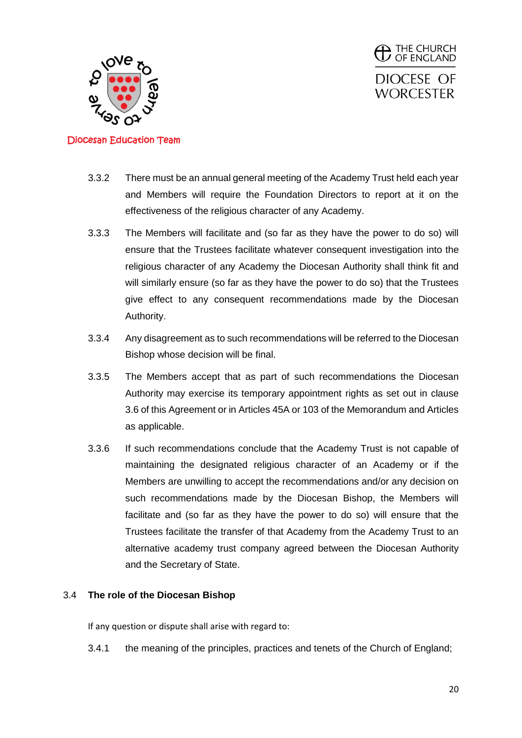3.3.2 There must be an annual general meeting of the Academy Trust held each year and Members will require the Foundation Directors to report at it on the effectiveness of the religious character of any Academy.

3.3.3 The Members will facilitate and (so far as they have the power to do so) will ensure that the Trustees facilitate whatever consequent investigation into the religious character of any Academy the Diocesan Authority shall think fit and will similarly ensure (so far as they have the power to do so) that the Trustees give effect to any consequent recommendations made by the Diocesan Authority.

3.3.4 Any disagreement as to such recommendations will be referred to the Diocesan Bishop whose decision will be final.

3.3.5 The Members accept that as part of such recommendations the Diocesan Authority may exercise its temporary appointment rights as set out in clause 3.6 of this Agreement or in Articles 45A or 103 of the Memorandum and Articles as applicable.

3.3.6 If such recommendations conclude that the Academy Trust is not capable of maintaining the designated religious character of an Academy or if the Members are unwilling to accept the recommendations and/or any decision on such recommendations made by the Diocesan Bishop, the Members will facilitate and (so far as they have the power to do so) will ensure that the Trustees facilitate the transfer of that Academy from the Academy Trust to an alternative academy trust company agreed between the Diocesan Authority and the Secretary of State.

## 3.4 The role of the Diocesan Bishop

If any question or dispute shall arise with regard to:

3.4.1 the meaning of the principles, practices and tenets of the Church of England;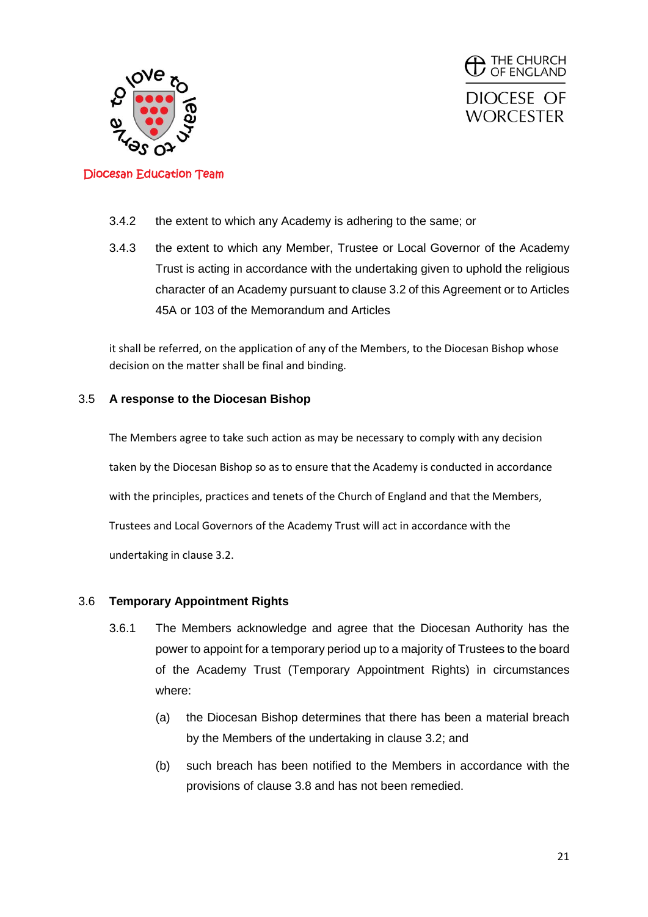3.4.2 the extent to which any Academy is adhering to the same; or

3.4.3 the extent to which any Member, Trustee or Local Governor of the Academy Trust is acting in accordance with the undertaking given to uphold the religious character of an Academy pursuant to clause 3.2 of this Agreement or to Articles 45A or 103 of the Memorandum and Articles

it shall be referred, on the application of any of the Members, to the Diocesan Bishop whose decision on the matter shall be final and binding.

**3.5 A response to the Diocesan Bishop**

The Members agree to take such action as may be necessary to comply with any decision taken by the Diocesan Bishop so as to ensure that the Academy is conducted in accordance with the principles, practices and tenets of the Church of England and that the Members, Trustees and Local Governors of the Academy Trust will act in accordance with the undertaking in clause 3.2.

**3.6 Temporary Appointment Rights**

3.6.1 The Members acknowledge and agree that the Diocesan Authority has the power to appoint for a temporary period up to a majority of Trustees to the board of the Academy Trust (Temporary Appointment Rights) in circumstances where:

(a) the Diocesan Bishop determines that there has been a material breach by the Members of the undertaking in clause 3.2; and

(b) such breach has been notified to the Members in accordance with the provisions of clause 3.8 and has not been remedied.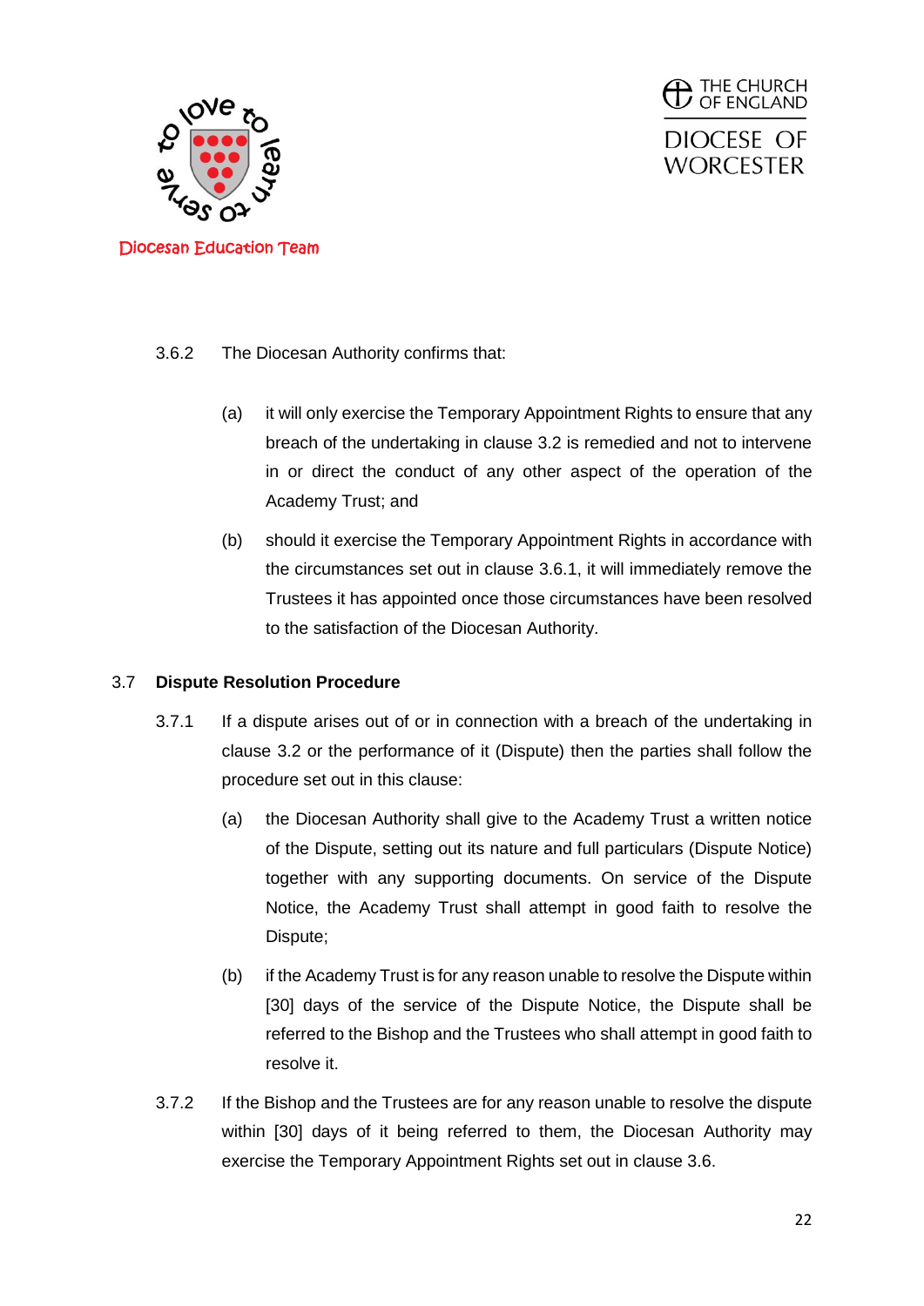3.6.2 The Diocesan Authority confirms that:

(a) it will only exercise the Temporary Appointment Rights to ensure that any breach of the undertaking in clause 3.2 is remedied and not to intervene in or direct the conduct of any other aspect of the operation of the Academy Trust; and

(b) should it exercise the Temporary Appointment Rights in accordance with the circumstances set out in clause 3.6.1, it will immediately remove the Trustees it has appointed once those circumstances have been resolved to the satisfaction of the Diocesan Authority.

### 3.7 Dispute Resolution Procedure

3.7.1 If a dispute arises out of or in connection with a breach of the undertaking in clause 3.2 or the performance of it (Dispute) then the parties shall follow the procedure set out in this clause:

(a) the Diocesan Authority shall give to the Academy Trust a written notice of the Dispute, setting out its nature and full particulars (Dispute Notice) together with any supporting documents. On service of the Dispute Notice, the Academy Trust shall attempt in good faith to resolve the Dispute;

(b) if the Academy Trust is for any reason unable to resolve the Dispute within [30] days of the service of the Dispute Notice, the Dispute shall be referred to the Bishop and the Trustees who shall attempt in good faith to resolve it.

3.7.2 If the Bishop and the Trustees are for any reason unable to resolve the dispute within [30] days of it being referred to them, the Diocesan Authority may exercise the Temporary Appointment Rights set out in clause 3.6.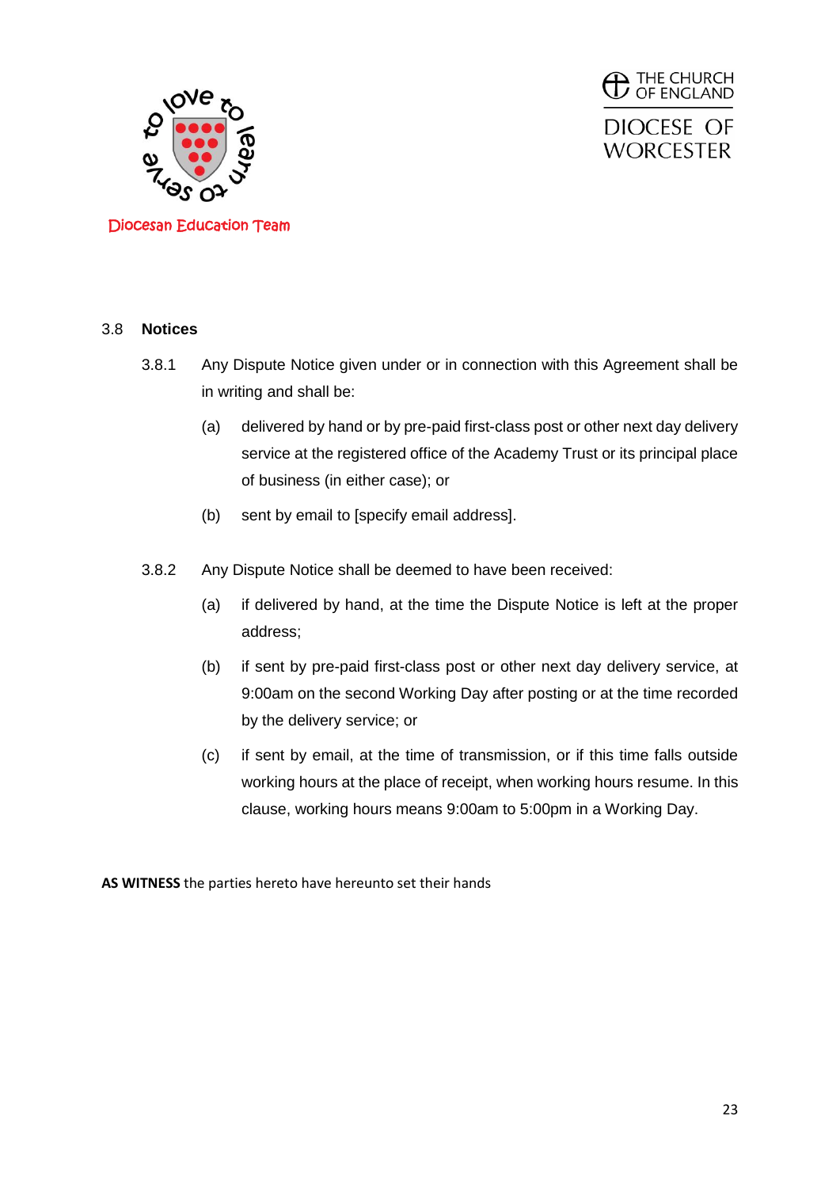### 3.8 Notices

3.8.1 Any Dispute Notice given under or in connection with this Agreement shall be in writing and shall be:

(a) delivered by hand or by pre-paid first-class post or other next day delivery service at the registered office of the Academy Trust or its principal place of business (in either case); or

(b) sent by email to [specify email address].

3.8.2 Any Dispute Notice shall be deemed to have been received:

(a) if delivered by hand, at the time the Dispute Notice is left at the proper address;

(b) if sent by pre-paid first-class post or other next day delivery service, at 9:00am on the second Working Day after posting or at the time recorded by the delivery service; or

(c) if sent by email, at the time of transmission, or if this time falls outside working hours at the place of receipt, when working hours resume. In this clause, working hours means 9:00am to 5:00pm in a Working Day.

**AS WITNESS** the parties hereto have hereunto set their hands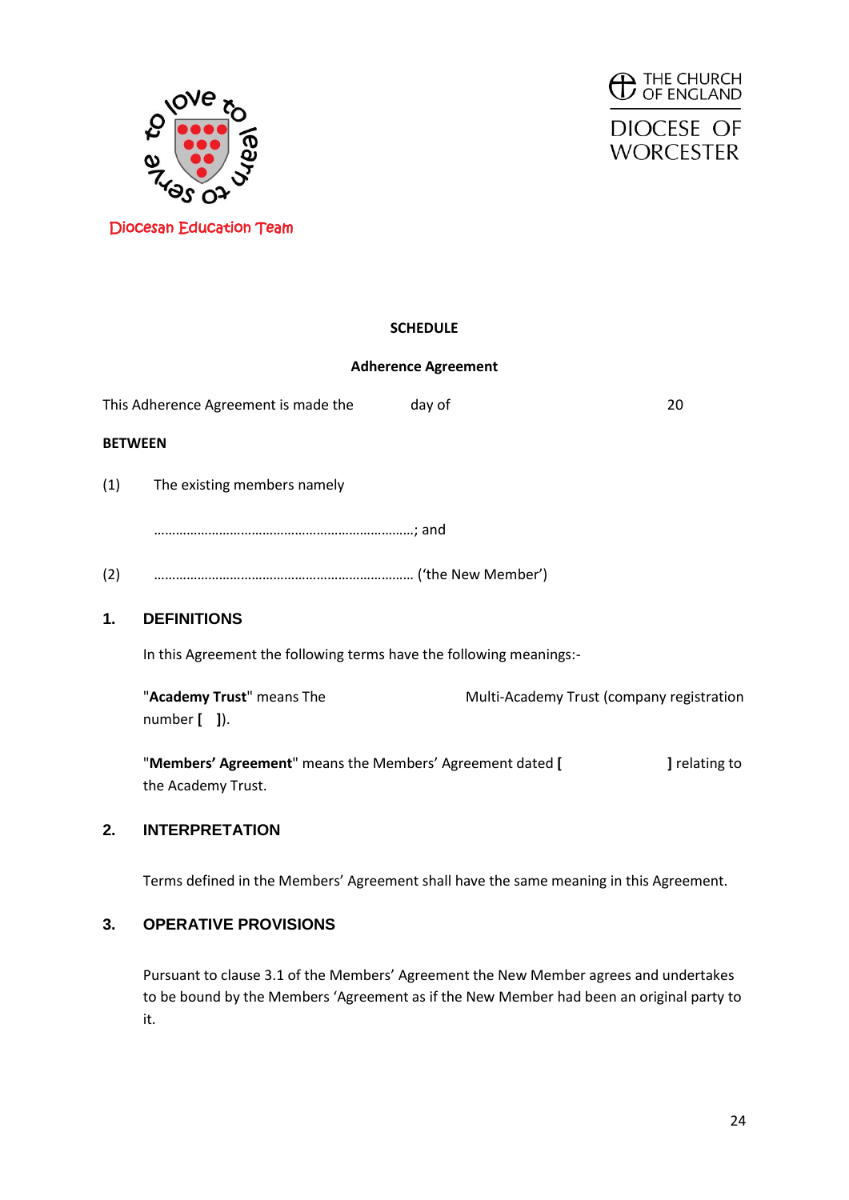Diocesan Education Team

THE CHURCH OF ENGLAND

DIOCESE OF WORCESTER

**SCHEDULE**

**Adherence Agreement**

This Adherence Agreement is made the day of 20

**BETWEEN**

(1) The existing members namely

………………………………………………………………; and

(2) ……………………………………………………………… ('the New Member')

## 1. DEFINITIONS

In this Agreement the following terms have the following meanings:-

"**Academy Trust**" means The Multi-Academy Trust (company registration number **[ ]**).

"**Members' Agreement**" means the Members' Agreement dated **[ ]** relating to the Academy Trust.

## 2. INTERPRETATION

Terms defined in the Members' Agreement shall have the same meaning in this Agreement.

## 3. OPERATIVE PROVISIONS

Pursuant to clause 3.1 of the Members' Agreement the New Member agrees and undertakes to be bound by the Members 'Agreement as if the New Member had been an original party to it.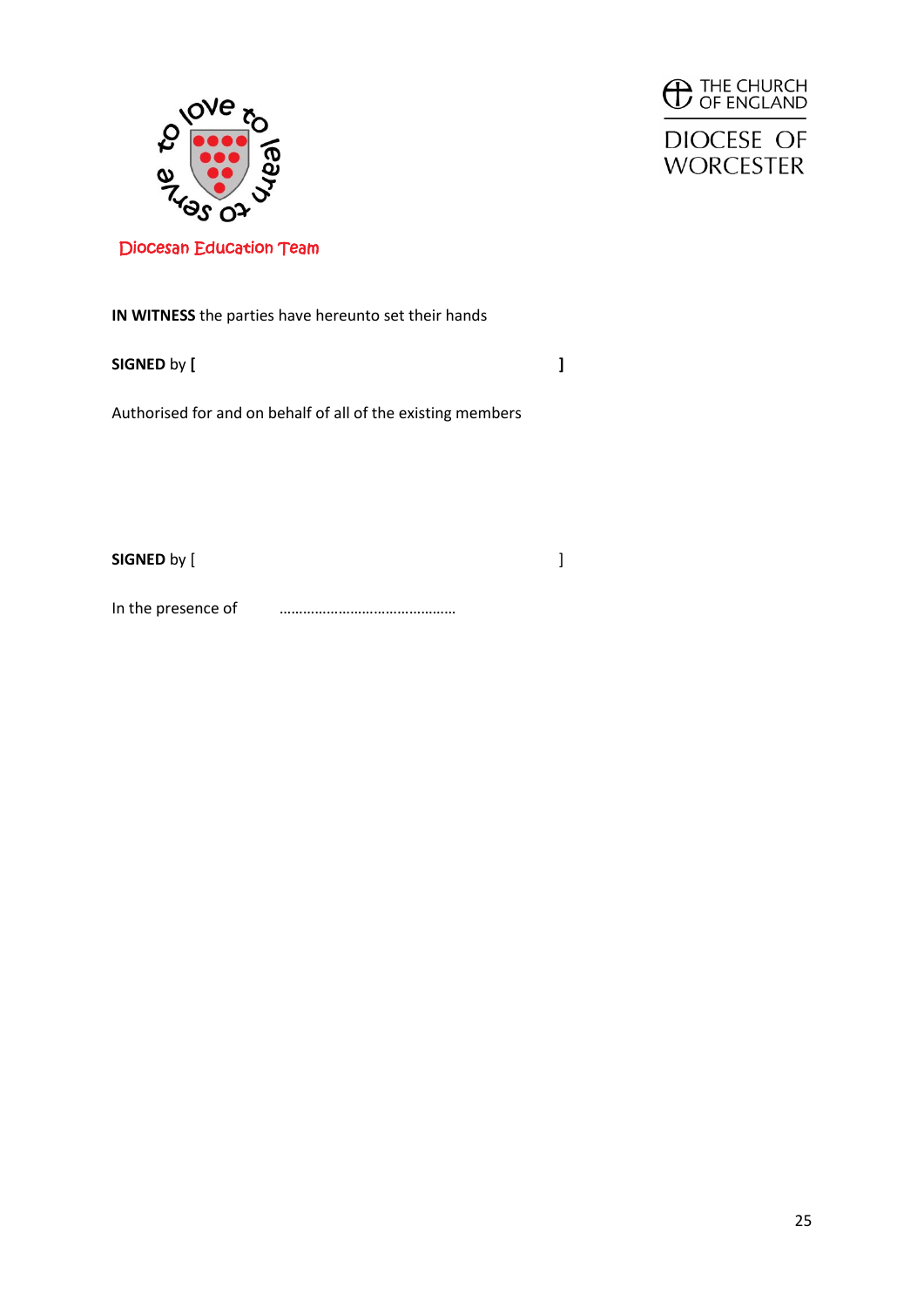**IN WITNESS** the parties have hereunto set their hands

**SIGNED** by **[** **]**

Authorised for and on behalf of all of the existing members

**SIGNED** by [ ]

In the presence of ……………………………………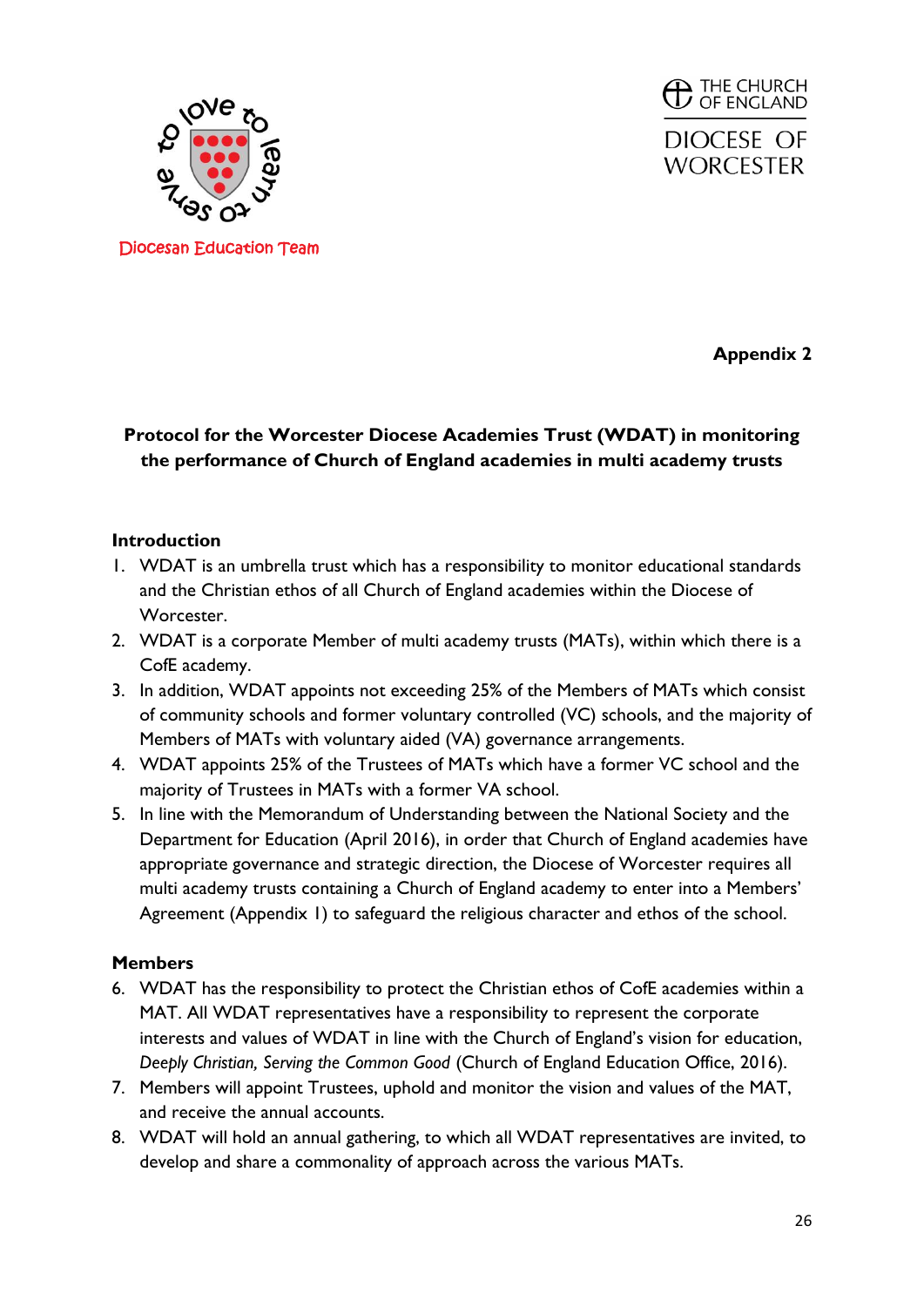Diocesan Education Team

THE CHURCH OF ENGLAND

DIOCESE OF WORCESTER

**Appendix 2**

## Protocol for the Worcester Diocese Academies Trust (WDAT) in monitoring the performance of Church of England academies in multi academy trusts

### Introduction

1. WDAT is an umbrella trust which has a responsibility to monitor educational standards and the Christian ethos of all Church of England academies within the Diocese of Worcester.
2. WDAT is a corporate Member of multi academy trusts (MATs), within which there is a CofE academy.
3. In addition, WDAT appoints not exceeding 25% of the Members of MATs which consist of community schools and former voluntary controlled (VC) schools, and the majority of Members of MATs with voluntary aided (VA) governance arrangements.
4. WDAT appoints 25% of the Trustees of MATs which have a former VC school and the majority of Trustees in MATs with a former VA school.
5. In line with the Memorandum of Understanding between the National Society and the Department for Education (April 2016), in order that Church of England academies have appropriate governance and strategic direction, the Diocese of Worcester requires all multi academy trusts containing a Church of England academy to enter into a Members' Agreement (Appendix 1) to safeguard the religious character and ethos of the school.

### Members

6. WDAT has the responsibility to protect the Christian ethos of CofE academies within a MAT. All WDAT representatives have a responsibility to represent the corporate interests and values of WDAT in line with the Church of England's vision for education, *Deeply Christian, Serving the Common Good* (Church of England Education Office, 2016).
7. Members will appoint Trustees, uphold and monitor the vision and values of the MAT, and receive the annual accounts.
8. WDAT will hold an annual gathering, to which all WDAT representatives are invited, to develop and share a commonality of approach across the various MATs.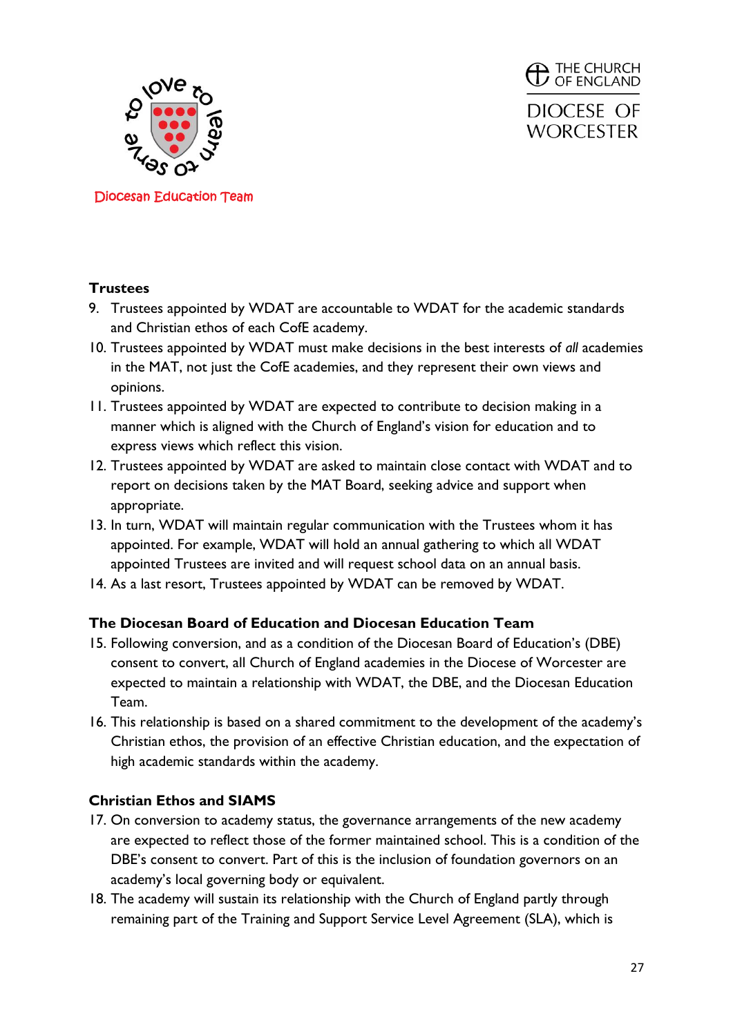## Trustees

9. Trustees appointed by WDAT are accountable to WDAT for the academic standards and Christian ethos of each CofE academy.
10. Trustees appointed by WDAT must make decisions in the best interests of *all* academies in the MAT, not just the CofE academies, and they represent their own views and opinions.
11. Trustees appointed by WDAT are expected to contribute to decision making in a manner which is aligned with the Church of England's vision for education and to express views which reflect this vision.
12. Trustees appointed by WDAT are asked to maintain close contact with WDAT and to report on decisions taken by the MAT Board, seeking advice and support when appropriate.
13. In turn, WDAT will maintain regular communication with the Trustees whom it has appointed. For example, WDAT will hold an annual gathering to which all WDAT appointed Trustees are invited and will request school data on an annual basis.
14. As a last resort, Trustees appointed by WDAT can be removed by WDAT.

## The Diocesan Board of Education and Diocesan Education Team

15. Following conversion, and as a condition of the Diocesan Board of Education's (DBE) consent to convert, all Church of England academies in the Diocese of Worcester are expected to maintain a relationship with WDAT, the DBE, and the Diocesan Education Team.
16. This relationship is based on a shared commitment to the development of the academy's Christian ethos, the provision of an effective Christian education, and the expectation of high academic standards within the academy.

## Christian Ethos and SIAMS

17. On conversion to academy status, the governance arrangements of the new academy are expected to reflect those of the former maintained school. This is a condition of the DBE's consent to convert. Part of this is the inclusion of foundation governors on an academy's local governing body or equivalent.
18. The academy will sustain its relationship with the Church of England partly through remaining part of the Training and Support Service Level Agreement (SLA), which is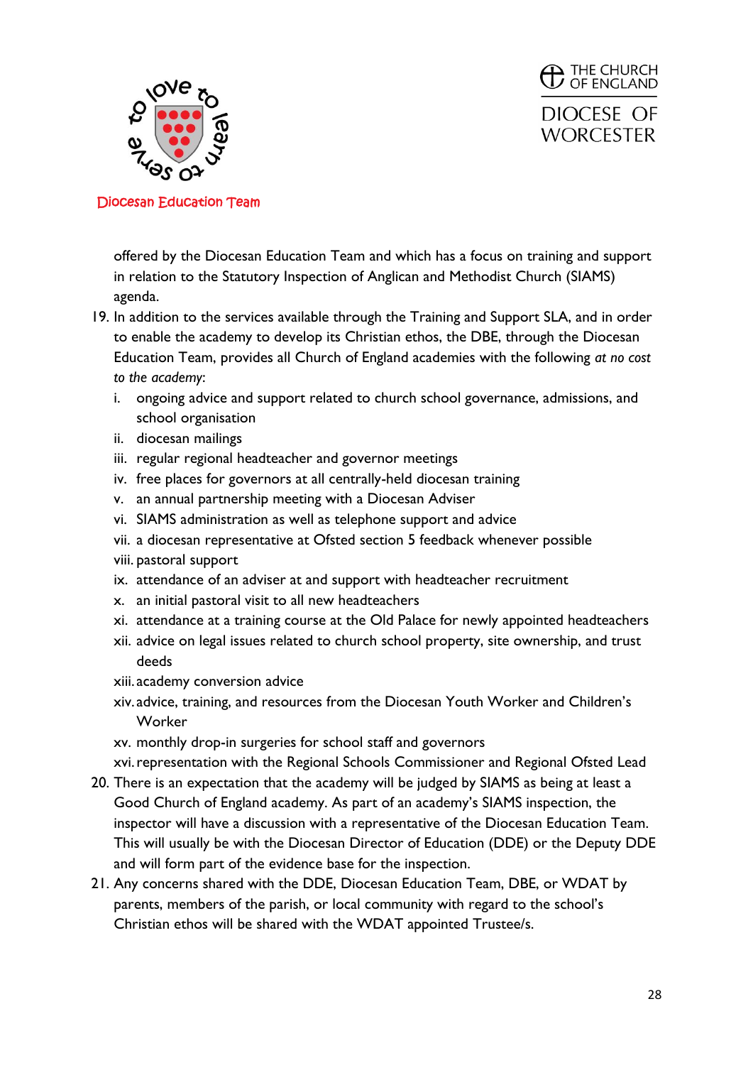offered by the Diocesan Education Team and which has a focus on training and support in relation to the Statutory Inspection of Anglican and Methodist Church (SIAMS) agenda.

19. In addition to the services available through the Training and Support SLA, and in order to enable the academy to develop its Christian ethos, the DBE, through the Diocesan Education Team, provides all Church of England academies with the following *at no cost to the academy*:
    i. ongoing advice and support related to church school governance, admissions, and school organisation
    ii. diocesan mailings
    iii. regular regional headteacher and governor meetings
    iv. free places for governors at all centrally-held diocesan training
    v. an annual partnership meeting with a Diocesan Adviser
    vi. SIAMS administration as well as telephone support and advice
    vii. a diocesan representative at Ofsted section 5 feedback whenever possible
    viii. pastoral support
    ix. attendance of an adviser at and support with headteacher recruitment
    x. an initial pastoral visit to all new headteachers
    xi. attendance at a training course at the Old Palace for newly appointed headteachers
    xii. advice on legal issues related to church school property, site ownership, and trust deeds
    xiii. academy conversion advice
    xiv. advice, training, and resources from the Diocesan Youth Worker and Children's Worker
    xv. monthly drop-in surgeries for school staff and governors
    xvi. representation with the Regional Schools Commissioner and Regional Ofsted Lead
20. There is an expectation that the academy will be judged by SIAMS as being at least a Good Church of England academy. As part of an academy's SIAMS inspection, the inspector will have a discussion with a representative of the Diocesan Education Team. This will usually be with the Diocesan Director of Education (DDE) or the Deputy DDE and will form part of the evidence base for the inspection.
21. Any concerns shared with the DDE, Diocesan Education Team, DBE, or WDAT by parents, members of the parish, or local community with regard to the school's Christian ethos will be shared with the WDAT appointed Trustee/s.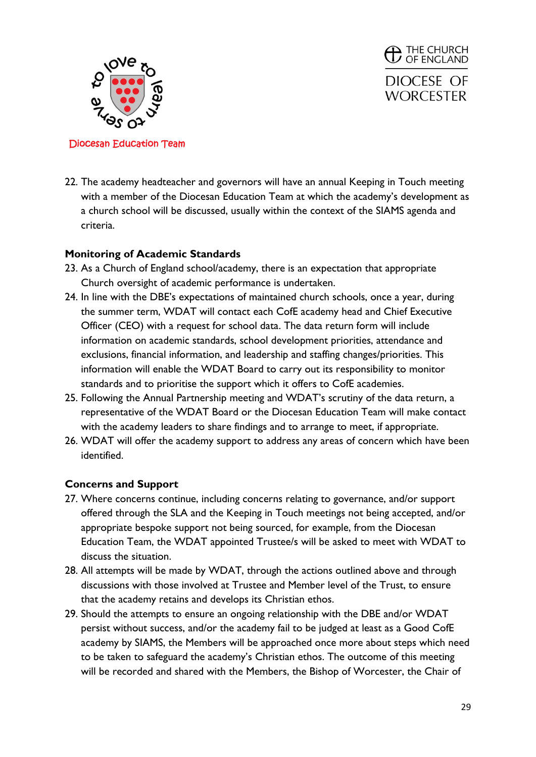22. The academy headteacher and governors will have an annual Keeping in Touch meeting with a member of the Diocesan Education Team at which the academy's development as a church school will be discussed, usually within the context of the SIAMS agenda and criteria.

**Monitoring of Academic Standards**

23. As a Church of England school/academy, there is an expectation that appropriate Church oversight of academic performance is undertaken.
24. In line with the DBE's expectations of maintained church schools, once a year, during the summer term, WDAT will contact each CofE academy head and Chief Executive Officer (CEO) with a request for school data. The data return form will include information on academic standards, school development priorities, attendance and exclusions, financial information, and leadership and staffing changes/priorities. This information will enable the WDAT Board to carry out its responsibility to monitor standards and to prioritise the support which it offers to CofE academies.
25. Following the Annual Partnership meeting and WDAT's scrutiny of the data return, a representative of the WDAT Board or the Diocesan Education Team will make contact with the academy leaders to share findings and to arrange to meet, if appropriate.
26. WDAT will offer the academy support to address any areas of concern which have been identified.

**Concerns and Support**

27. Where concerns continue, including concerns relating to governance, and/or support offered through the SLA and the Keeping in Touch meetings not being accepted, and/or appropriate bespoke support not being sourced, for example, from the Diocesan Education Team, the WDAT appointed Trustee/s will be asked to meet with WDAT to discuss the situation.
28. All attempts will be made by WDAT, through the actions outlined above and through discussions with those involved at Trustee and Member level of the Trust, to ensure that the academy retains and develops its Christian ethos.
29. Should the attempts to ensure an ongoing relationship with the DBE and/or WDAT persist without success, and/or the academy fail to be judged at least as a Good CofE academy by SIAMS, the Members will be approached once more about steps which need to be taken to safeguard the academy's Christian ethos. The outcome of this meeting will be recorded and shared with the Members, the Bishop of Worcester, the Chair of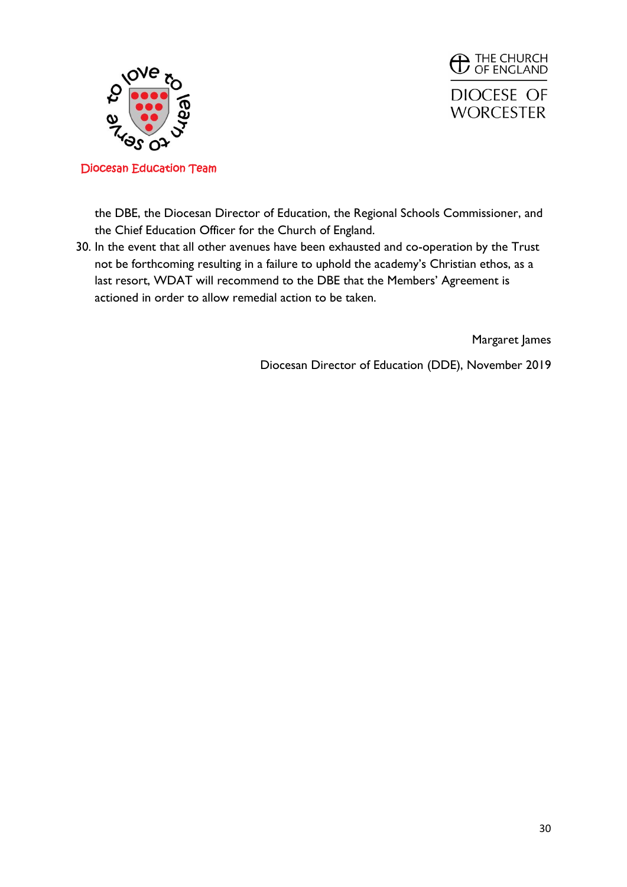the DBE, the Diocesan Director of Education, the Regional Schools Commissioner, and the Chief Education Officer for the Church of England.

30. In the event that all other avenues have been exhausted and co-operation by the Trust not be forthcoming resulting in a failure to uphold the academy's Christian ethos, as a last resort, WDAT will recommend to the DBE that the Members' Agreement is actioned in order to allow remedial action to be taken.

Margaret James

Diocesan Director of Education (DDE), November 2019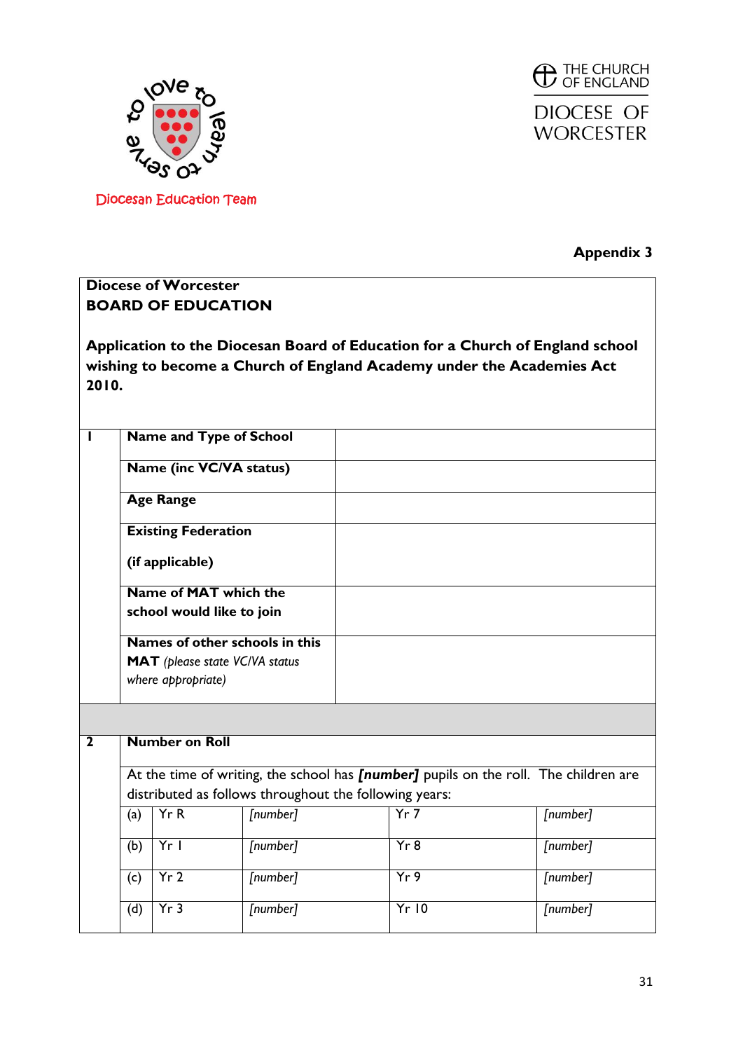Diocesan Education Team

THE CHURCH OF ENGLAND

DIOCESE OF WORCESTER

**Appendix 3**

**Diocese of Worcester**
**BOARD OF EDUCATION**

**Application to the Diocesan Board of Education for a Church of England school wishing to become a Church of England Academy under the Academies Act 2010.**

| | | |
|---|---|---|
| **1** | **Name and Type of School** | |
| | **Name (inc VC/VA status)** | |
| | **Age Range** | |
| | **Existing Federation**<br><br>**(if applicable)** | |
| | **Name of MAT which the school would like to join** | |
| | **Names of other schools in this MAT** *(please state VC/VA status where appropriate)* | |

**2 Number on Roll**

At the time of writing, the school has ***[number]*** pupils on the roll. The children are distributed as follows throughout the following years:

| | | | | |
|---|---|---|---|---|
| (a) | Yr R | *[number]* | Yr 7 | *[number]* |
| (b) | Yr 1 | *[number]* | Yr 8 | *[number]* |
| (c) | Yr 2 | *[number]* | Yr 9 | *[number]* |
| (d) | Yr 3 | *[number]* | Yr 10 | *[number]* |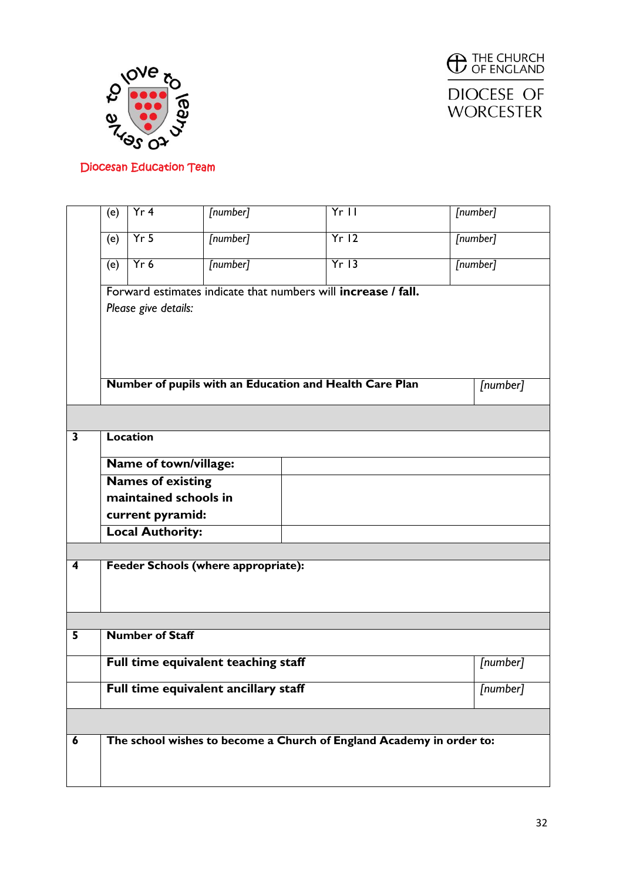Diocesan Education Team

THE CHURCH OF ENGLAND

DIOCESE OF WORCESTER

| | | | | | |
|---|---|---|---|---|---|
| | (e) | Yr 4 | *[number]* | Yr 11 | *[number]* |
| | (e) | Yr 5 | *[number]* | Yr 12 | *[number]* |
| | (e) | Yr 6 | *[number]* | Yr 13 | *[number]* |

Forward estimates indicate that numbers will **increase / fall.**

*Please give details:*

| | |
|---|---|
| **Number of pupils with an Education and Health Care Plan** | *[number]* |

| | | |
|---|---|---|
| **3** | **Location** | |
| | **Name of town/village:** | |
| | **Names of existing maintained schools in current pyramid:** | |
| | **Local Authority:** | |

| | |
|---|---|
| **4** | **Feeder Schools (where appropriate):** |

| | | |
|---|---|---|
| **5** | **Number of Staff** | |
| | **Full time equivalent teaching staff** | *[number]* |
| | **Full time equivalent ancillary staff** | *[number]* |

| | |
|---|---|
| **6** | **The school wishes to become a Church of England Academy in order to:** |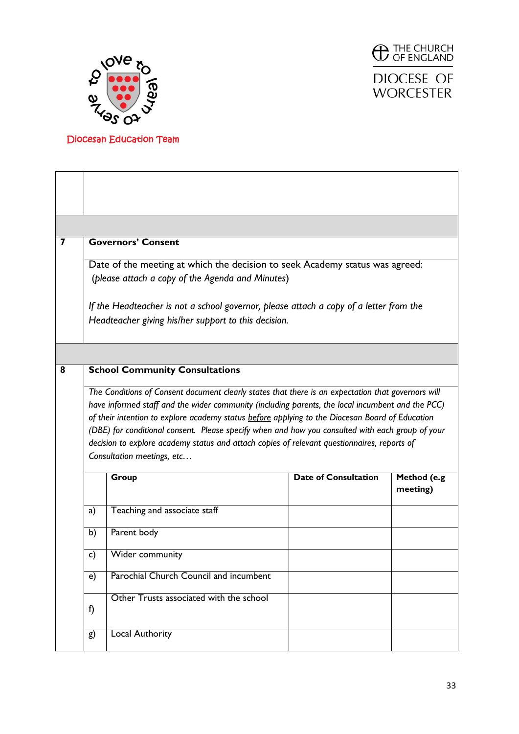Diocesan Education Team

THE CHURCH OF ENGLAND

DIOCESE OF WORCESTER

| | |
|---|---|
| **7** | **Governors' Consent** |
| | Date of the meeting at which the decision to seek Academy status was agreed: *(please attach a copy of the Agenda and Minutes)*<br><br>*If the Headteacher is not a school governor, please attach a copy of a letter from the Headteacher giving his/her support to this decision.* |
| **8** | **School Community Consultations** |
| | *The Conditions of Consent document clearly states that there is an expectation that governors will have informed staff and the wider community (including parents, the local incumbent and the PCC) of their intention to explore academy status before applying to the Diocesan Board of Education (DBE) for conditional consent. Please specify when and how you consulted with each group of your decision to explore academy status and attach copies of relevant questionnaires, reports of Consultation meetings, etc…* |

| | Group | Date of Consultation | Method (e.g meeting) |
|---|---|---|---|
| a) | Teaching and associate staff | | |
| b) | Parent body | | |
| c) | Wider community | | |
| e) | Parochial Church Council and incumbent | | |
| f) | Other Trusts associated with the school | | |
| g) | Local Authority | | |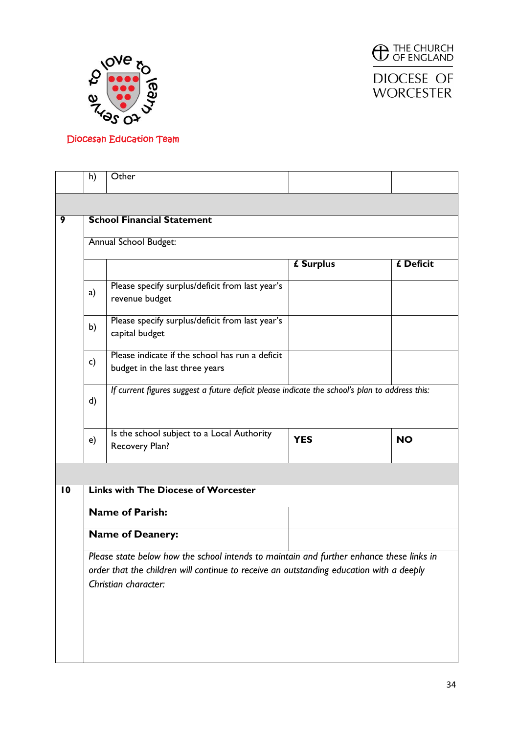Diocesan Education Team

THE CHURCH OF ENGLAND

DIOCESE OF WORCESTER

| | | | | |
|---|---|---|---|---|
| | h) | Other | | |
| | | | | |
| 9 | **School Financial Statement** | | | |
| | Annual School Budget: | | | |
| | | | **£ Surplus** | **£ Deficit** |
| | a) | Please specify surplus/deficit from last year's revenue budget | | |
| | b) | Please specify surplus/deficit from last year's capital budget | | |
| | c) | Please indicate if the school has run a deficit budget in the last three years | | |
| | d) | *If current figures suggest a future deficit please indicate the school's plan to address this:* | | |
| | e) | Is the school subject to a Local Authority Recovery Plan? | **YES** | **NO** |
| | | | | |
| 10 | **Links with The Diocese of Worcester** | | | |
| | **Name of Parish:** | | | |
| | **Name of Deanery:** | | | |
| | *Please state below how the school intends to maintain and further enhance these links in order that the children will continue to receive an outstanding education with a deeply Christian character:* | | | |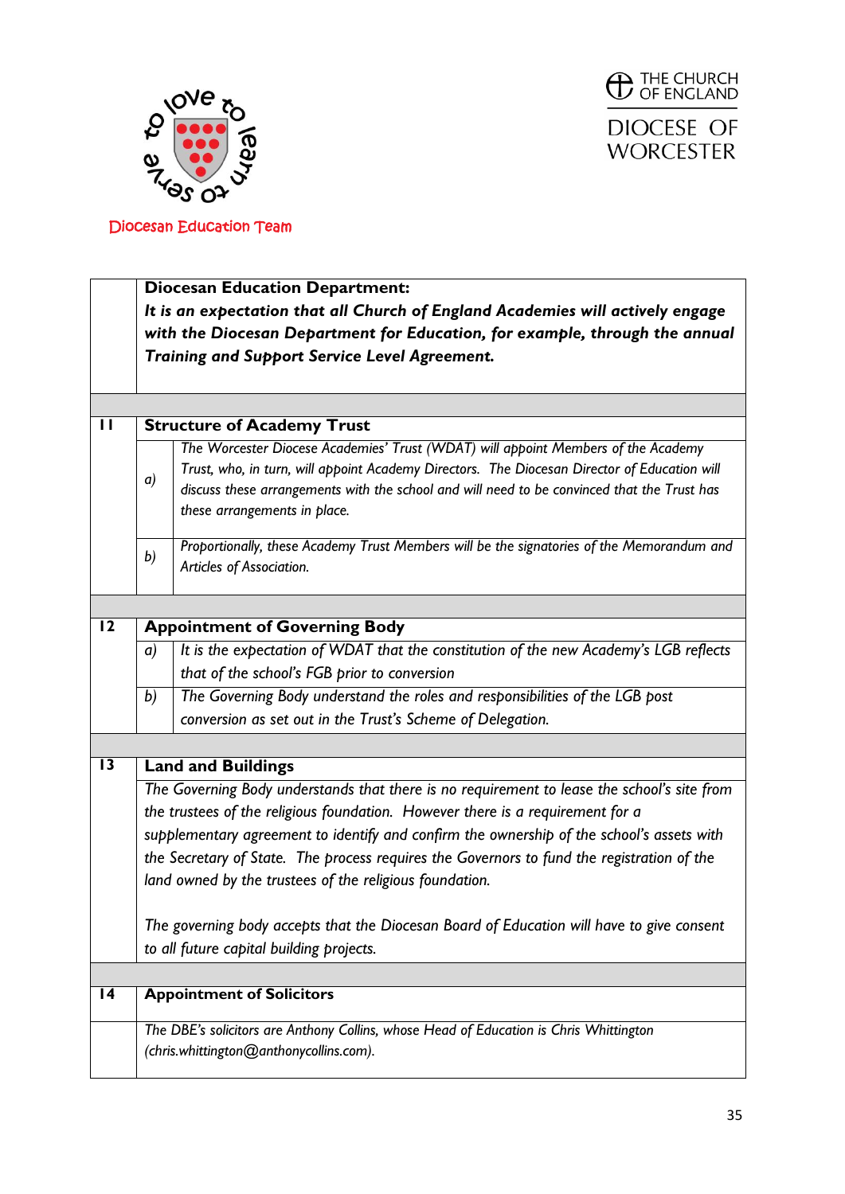Diocesan Education Team

THE CHURCH OF ENGLAND

DIOCESE OF WORCESTER

| | | |
|---|---|---|
| | **Diocesan Education Department:** ***It is an expectation that all Church of England Academies will actively engage with the Diocesan Department for Education, for example, through the annual Training and Support Service Level Agreement.*** | |
| **11** | **Structure of Academy Trust** | |
| | a) | *The Worcester Diocese Academies' Trust (WDAT) will appoint Members of the Academy Trust, who, in turn, will appoint Academy Directors. The Diocesan Director of Education will discuss these arrangements with the school and will need to be convinced that the Trust has these arrangements in place.* |
| | b) | *Proportionally, these Academy Trust Members will be the signatories of the Memorandum and Articles of Association.* |
| **12** | **Appointment of Governing Body** | |
| | a) | *It is the expectation of WDAT that the constitution of the new Academy's LGB reflects that of the school's FGB prior to conversion* |
| | b) | *The Governing Body understand the roles and responsibilities of the LGB post conversion as set out in the Trust's Scheme of Delegation.* |
| **13** | **Land and Buildings** | |
| | *The Governing Body understands that there is no requirement to lease the school's site from the trustees of the religious foundation. However there is a requirement for a supplementary agreement to identify and confirm the ownership of the school's assets with the Secretary of State. The process requires the Governors to fund the registration of the land owned by the trustees of the religious foundation.* <br><br> *The governing body accepts that the Diocesan Board of Education will have to give consent to all future capital building projects.* | |
| **14** | **Appointment of Solicitors** | |
| | *The DBE's solicitors are Anthony Collins, whose Head of Education is Chris Whittington (chris.whittington@anthonycollins.com).* | |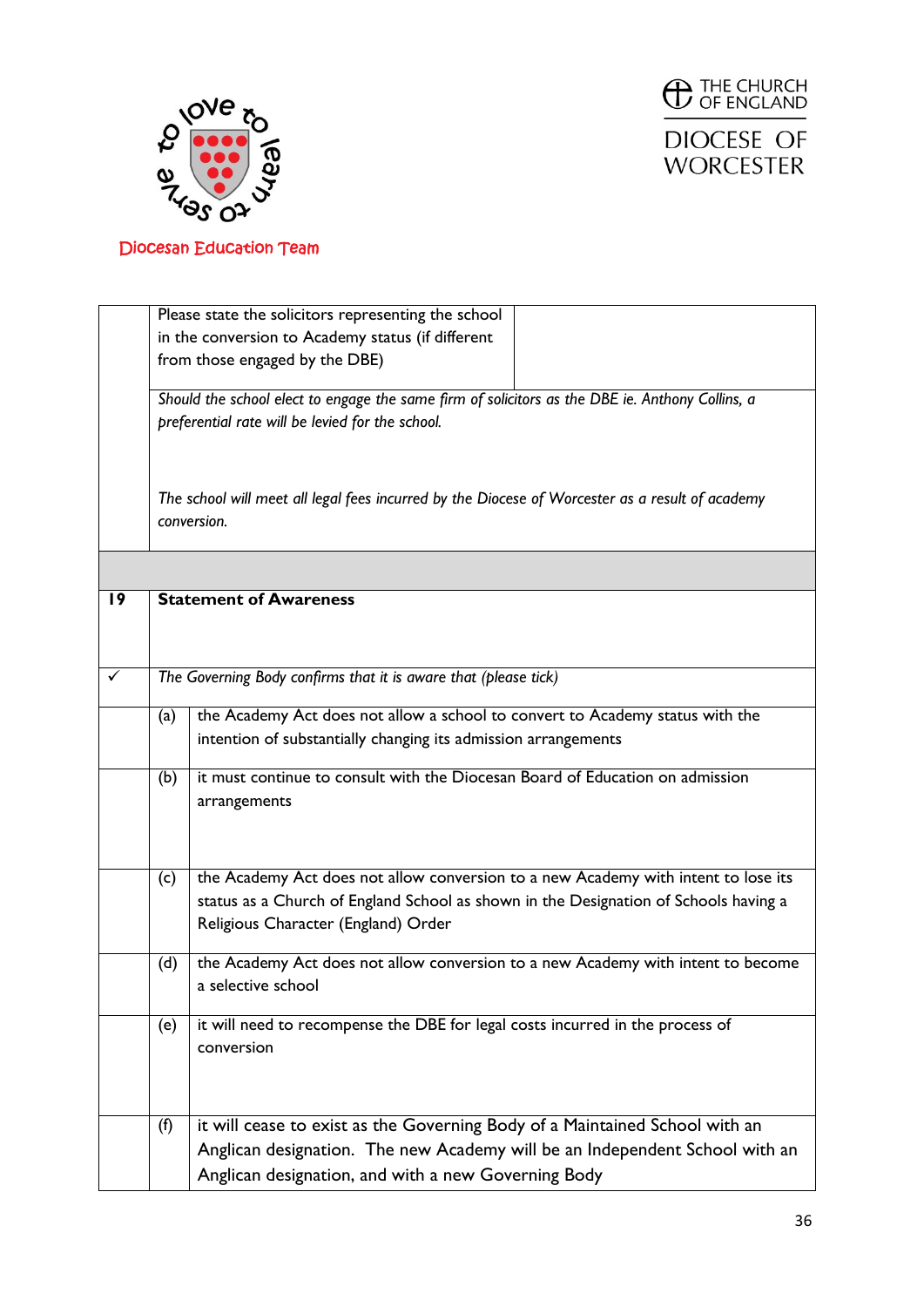Diocesan Education Team

THE CHURCH OF ENGLAND
DIOCESE OF WORCESTER

| | | | |
|---|---|---|---|
| | Please state the solicitors representing the school in the conversion to Academy status (if different from those engaged by the DBE) | | |
| | *Should the school elect to engage the same firm of solicitors as the DBE ie. Anthony Collins, a preferential rate will be levied for the school.*<br><br>*The school will meet all legal fees incurred by the Diocese of Worcester as a result of academy conversion.* | | |
| | | | |
| **19** | **Statement of Awareness** | | |
| ✓ | *The Governing Body confirms that it is aware that (please tick)* | | |
| | (a) | the Academy Act does not allow a school to convert to Academy status with the intention of substantially changing its admission arrangements | |
| | (b) | it must continue to consult with the Diocesan Board of Education on admission arrangements | |
| | (c) | the Academy Act does not allow conversion to a new Academy with intent to lose its status as a Church of England School as shown in the Designation of Schools having a Religious Character (England) Order | |
| | (d) | the Academy Act does not allow conversion to a new Academy with intent to become a selective school | |
| | (e) | it will need to recompense the DBE for legal costs incurred in the process of conversion | |
| | (f) | it will cease to exist as the Governing Body of a Maintained School with an Anglican designation. The new Academy will be an Independent School with an Anglican designation, and with a new Governing Body | |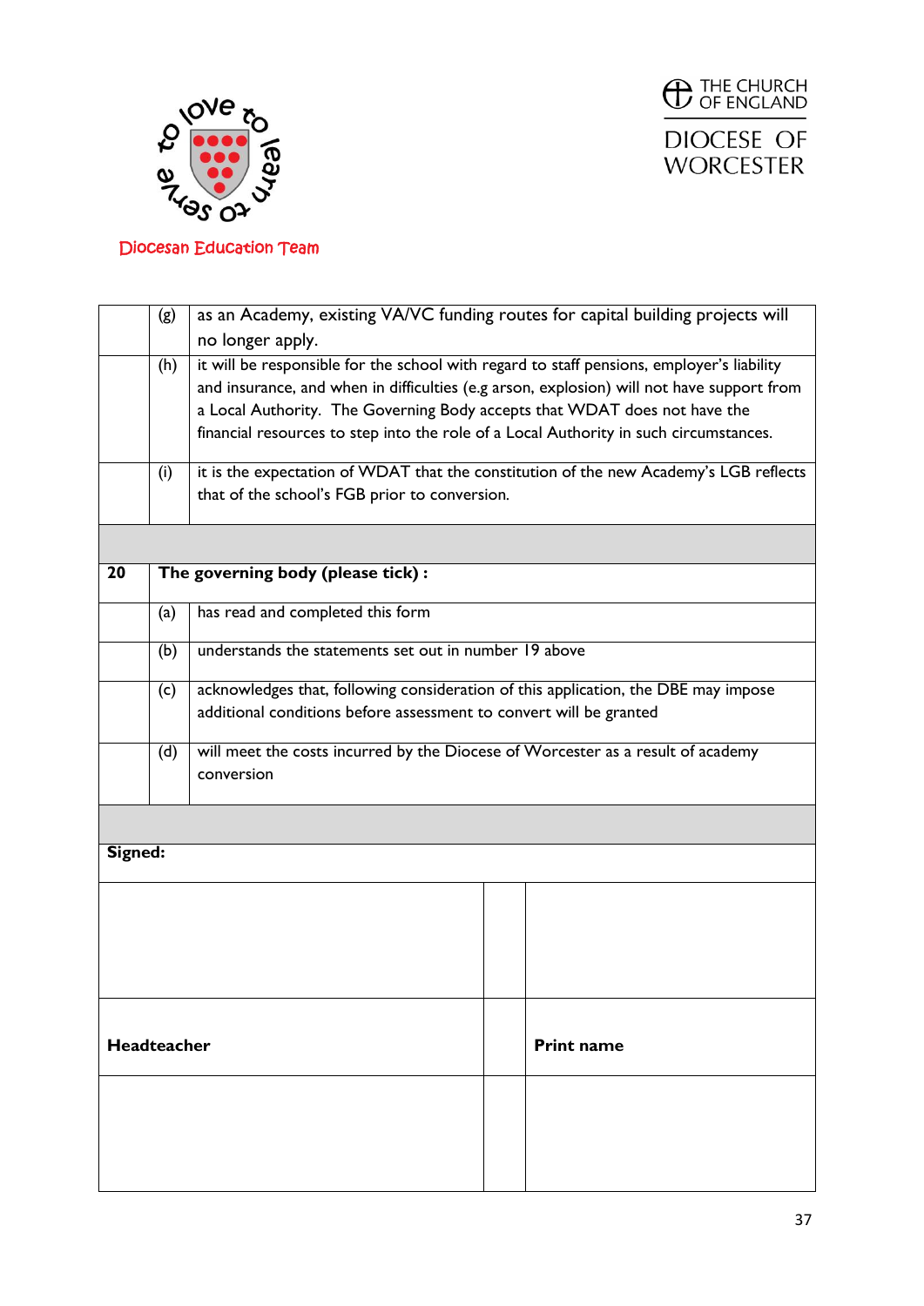Diocesan Education Team

THE CHURCH OF ENGLAND

DIOCESE OF WORCESTER

| | | |
|---|---|---|
| | (g) | as an Academy, existing VA/VC funding routes for capital building projects will no longer apply. |
| | (h) | it will be responsible for the school with regard to staff pensions, employer's liability and insurance, and when in difficulties (e.g arson, explosion) will not have support from a Local Authority. The Governing Body accepts that WDAT does not have the financial resources to step into the role of a Local Authority in such circumstances. |
| | (i) | it is the expectation of WDAT that the constitution of the new Academy's LGB reflects that of the school's FGB prior to conversion. |
| | | |
| **20** | **The governing body (please tick) :** | |
| | (a) | has read and completed this form |
| | (b) | understands the statements set out in number 19 above |
| | (c) | acknowledges that, following consideration of this application, the DBE may impose additional conditions before assessment to convert will be granted |
| | (d) | will meet the costs incurred by the Diocese of Worcester as a result of academy conversion |

**Signed:**

| | | |
|---|---|---|
| | | |
| **Headteacher** | | **Print name** |
| | | |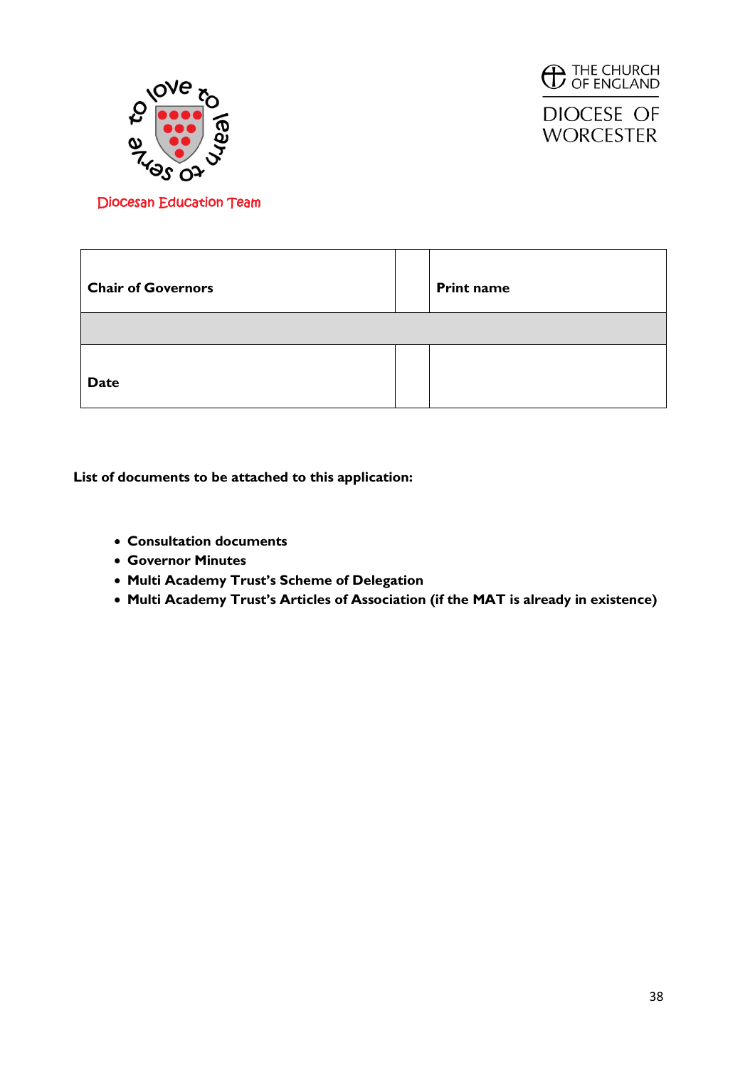to love to learn to serve

Diocesan Education Team

THE CHURCH OF ENGLAND

DIOCESE OF WORCESTER

| **Chair of Governors** | | **Print name** |
|---|---|---|
| | | |
| **Date** | | |

**List of documents to be attached to this application:**

- **Consultation documents**
- **Governor Minutes**
- **Multi Academy Trust's Scheme of Delegation**
- **Multi Academy Trust's Articles of Association (if the MAT is already in existence)**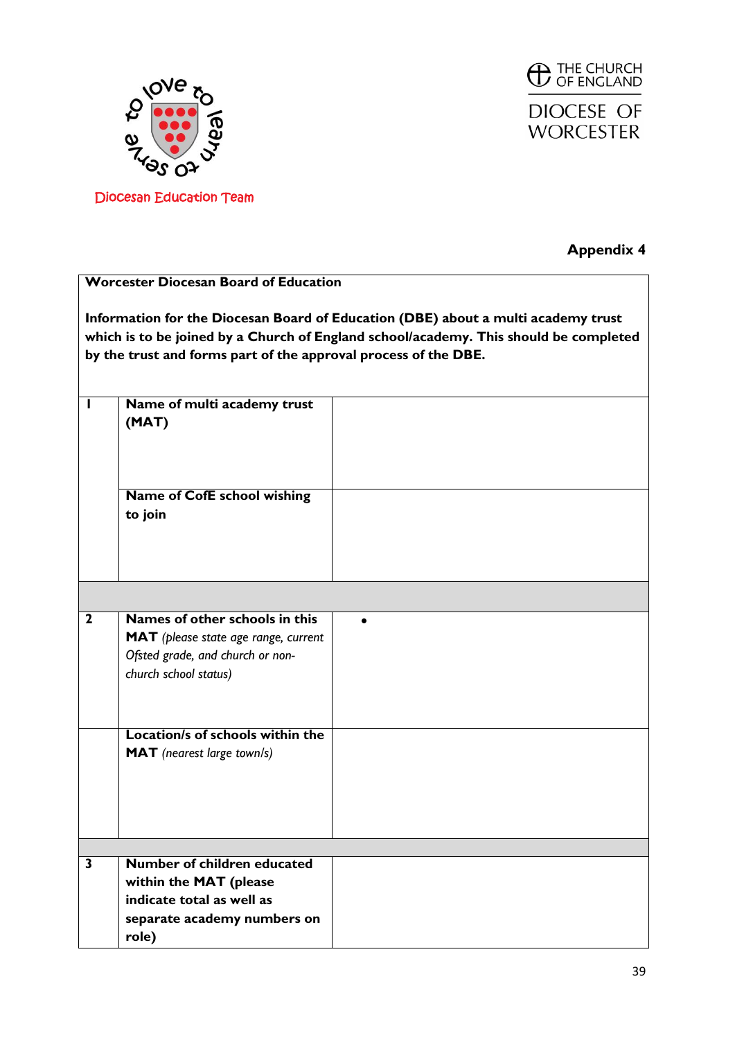Diocesan Education Team

THE CHURCH OF ENGLAND

DIOCESE OF WORCESTER

**Appendix 4**

| **Worcester Diocesan Board of Education**<br><br>**Information for the Diocesan Board of Education (DBE) about a multi academy trust which is to be joined by a Church of England school/academy. This should be completed by the trust and forms part of the approval process of the DBE.** | | |
|---|---|---|
| **1** | **Name of multi academy trust (MAT)** | |
| | **Name of CofE school wishing to join** | |
| | | |
| **2** | **Names of other schools in this MAT** *(please state age range, current Ofsted grade, and church or non-church school status)* | • |
| | **Location/s of schools within the MAT** *(nearest large town/s)* | |
| | | |
| **3** | **Number of children educated within the MAT (please indicate total as well as separate academy numbers on role)** | |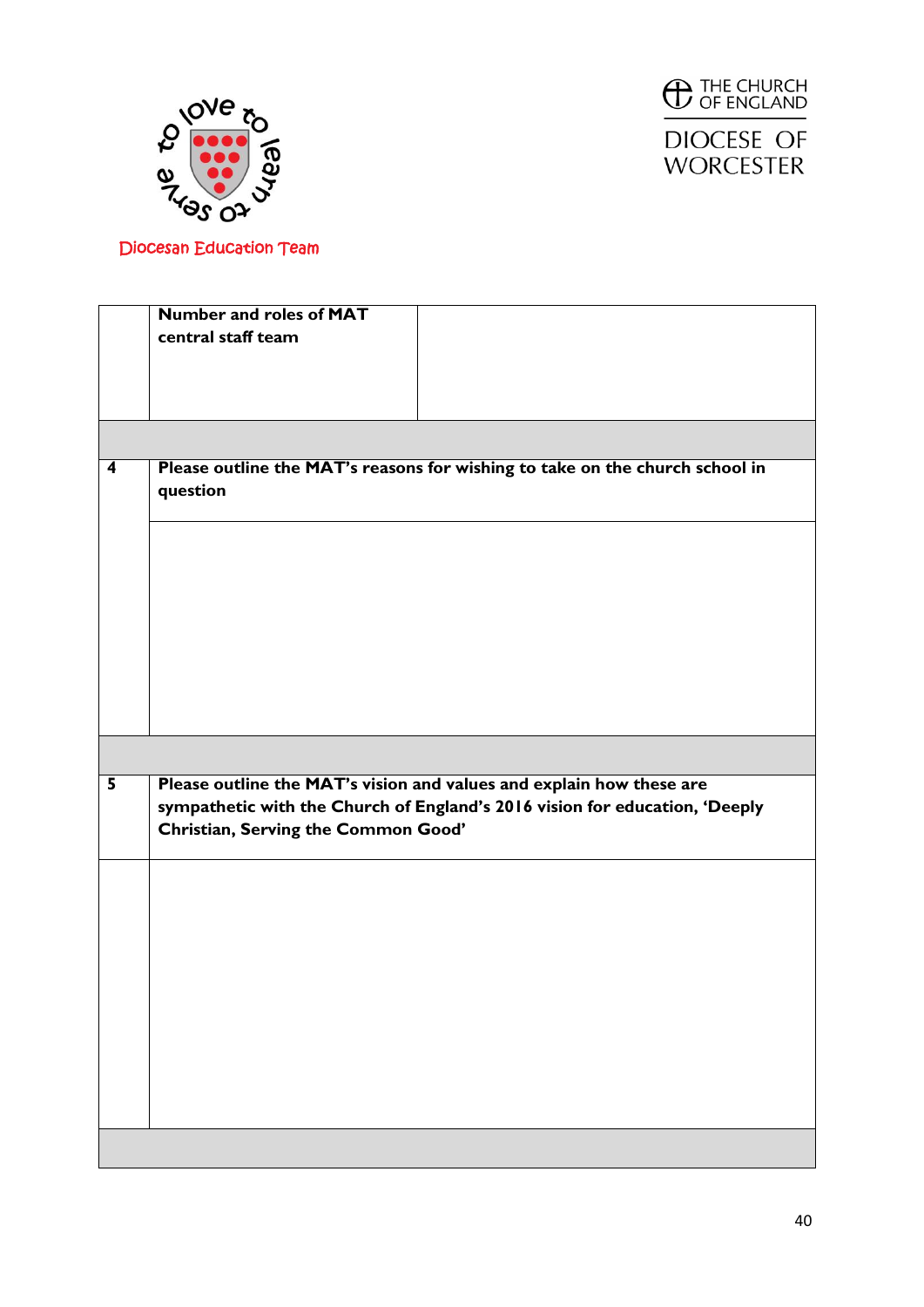Diocesan Education Team

THE CHURCH OF ENGLAND

DIOCESE OF WORCESTER

| | | |
|---|---|---|
| | **Number and roles of MAT central staff team** | |
| | | |
| **4** | **Please outline the MAT's reasons for wishing to take on the church school in question** | |
| | | |
| | | |
| **5** | **Please outline the MAT's vision and values and explain how these are sympathetic with the Church of England's 2016 vision for education, 'Deeply Christian, Serving the Common Good'** | |
| | | |
| | | |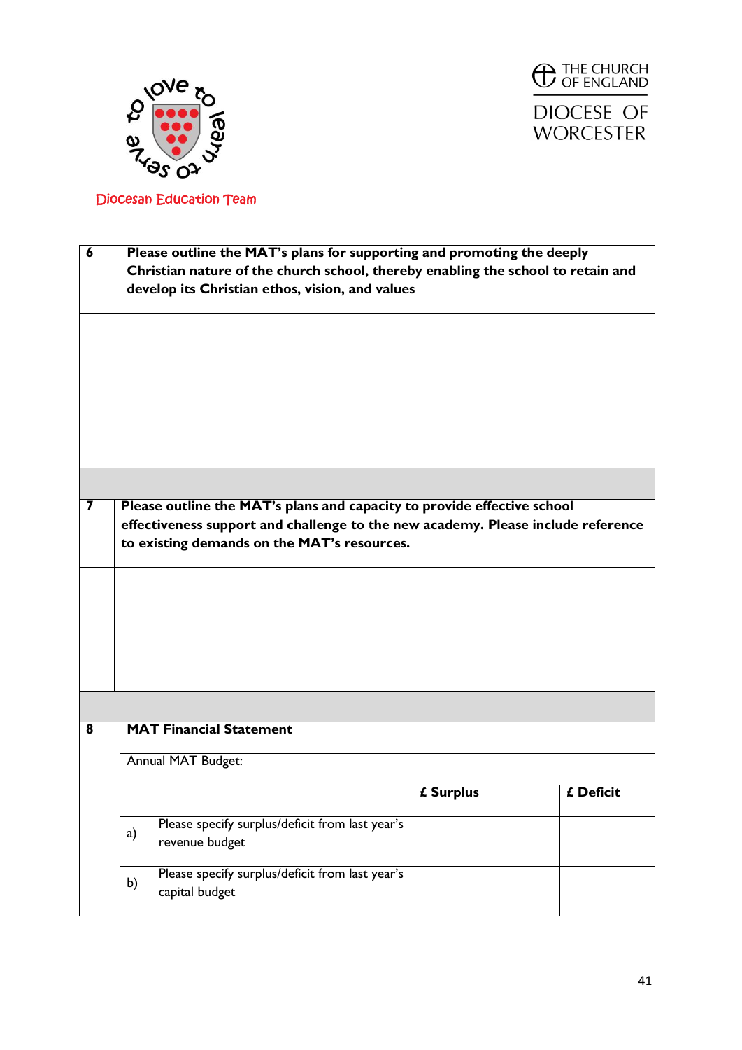Diocesan Education Team

THE CHURCH OF ENGLAND
DIOCESE OF WORCESTER

| 6 | **Please outline the MAT's plans for supporting and promoting the deeply Christian nature of the church school, thereby enabling the school to retain and develop its Christian ethos, vision, and values** |
|---|---|
| | |

| 7 | **Please outline the MAT's plans and capacity to provide effective school effectiveness support and challenge to the new academy. Please include reference to existing demands on the MAT's resources.** |
|---|---|
| | |

| 8 | **MAT Financial Statement** | | | |
|---|---|---|---|---|
| | Annual MAT Budget: | | | |
| | | | **£ Surplus** | **£ Deficit** |
| | a) | Please specify surplus/deficit from last year's revenue budget | | |
| | b) | Please specify surplus/deficit from last year's capital budget | | |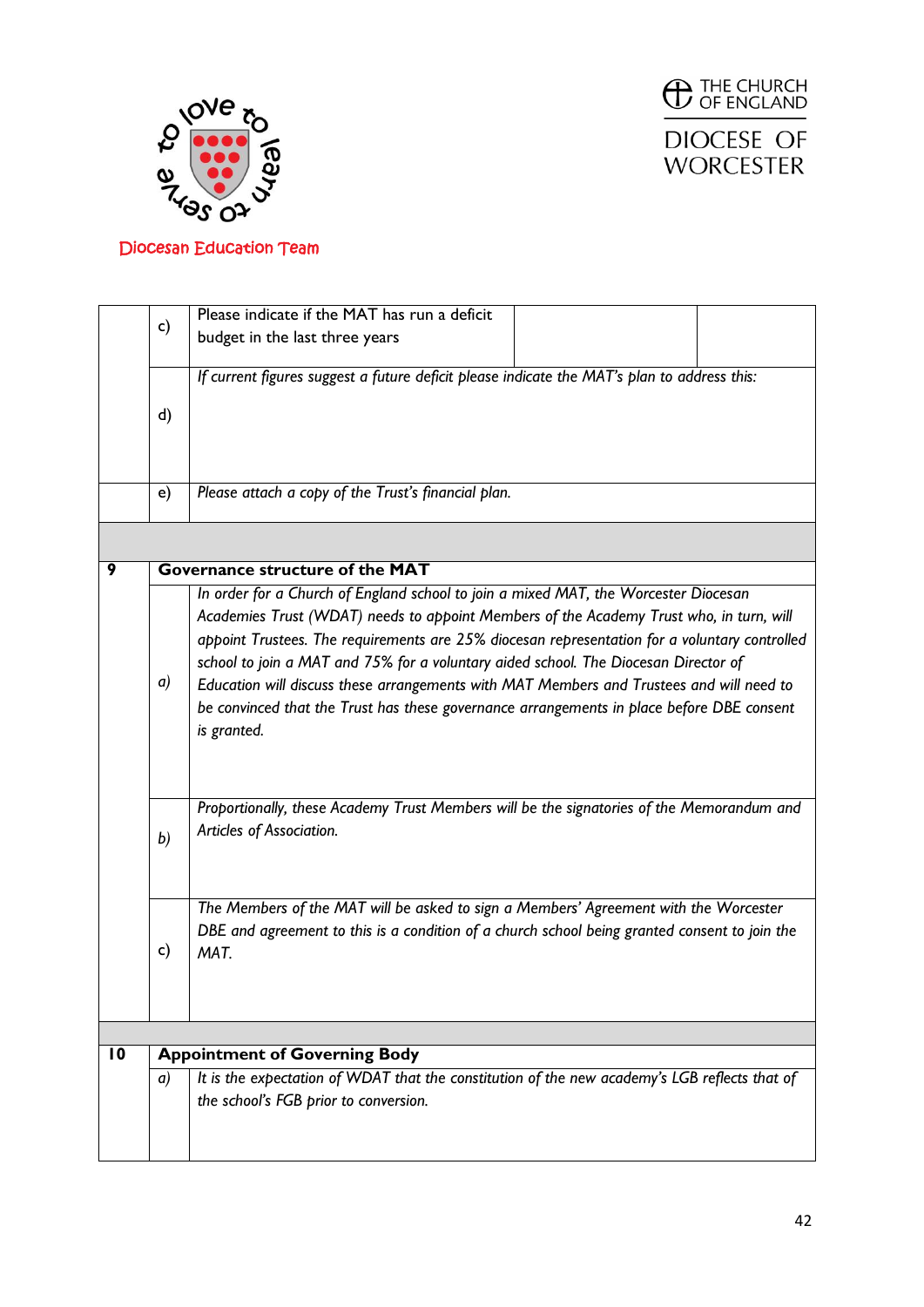Diocesan Education Team

THE CHURCH OF ENGLAND

DIOCESE OF WORCESTER

| | | | | |
|---|---|---|---|---|
| | c) | Please indicate if the MAT has run a deficit budget in the last three years | | |
| | d) | *If current figures suggest a future deficit please indicate the MAT's plan to address this:* | | |
| | e) | *Please attach a copy of the Trust's financial plan.* | | |
| | | | | |
| **9** | **Governance structure of the MAT** | | | |
| | a) | *In order for a Church of England school to join a mixed MAT, the Worcester Diocesan Academies Trust (WDAT) needs to appoint Members of the Academy Trust who, in turn, will appoint Trustees. The requirements are 25% diocesan representation for a voluntary controlled school to join a MAT and 75% for a voluntary aided school. The Diocesan Director of Education will discuss these arrangements with MAT Members and Trustees and will need to be convinced that the Trust has these governance arrangements in place before DBE consent is granted.* | | |
| | b) | *Proportionally, these Academy Trust Members will be the signatories of the Memorandum and Articles of Association.* | | |
| | c) | *The Members of the MAT will be asked to sign a Members' Agreement with the Worcester DBE and agreement to this is a condition of a church school being granted consent to join the MAT.* | | |
| | | | | |
| **10** | **Appointment of Governing Body** | | | |
| | a) | *It is the expectation of WDAT that the constitution of the new academy's LGB reflects that of the school's FGB prior to conversion.* | | |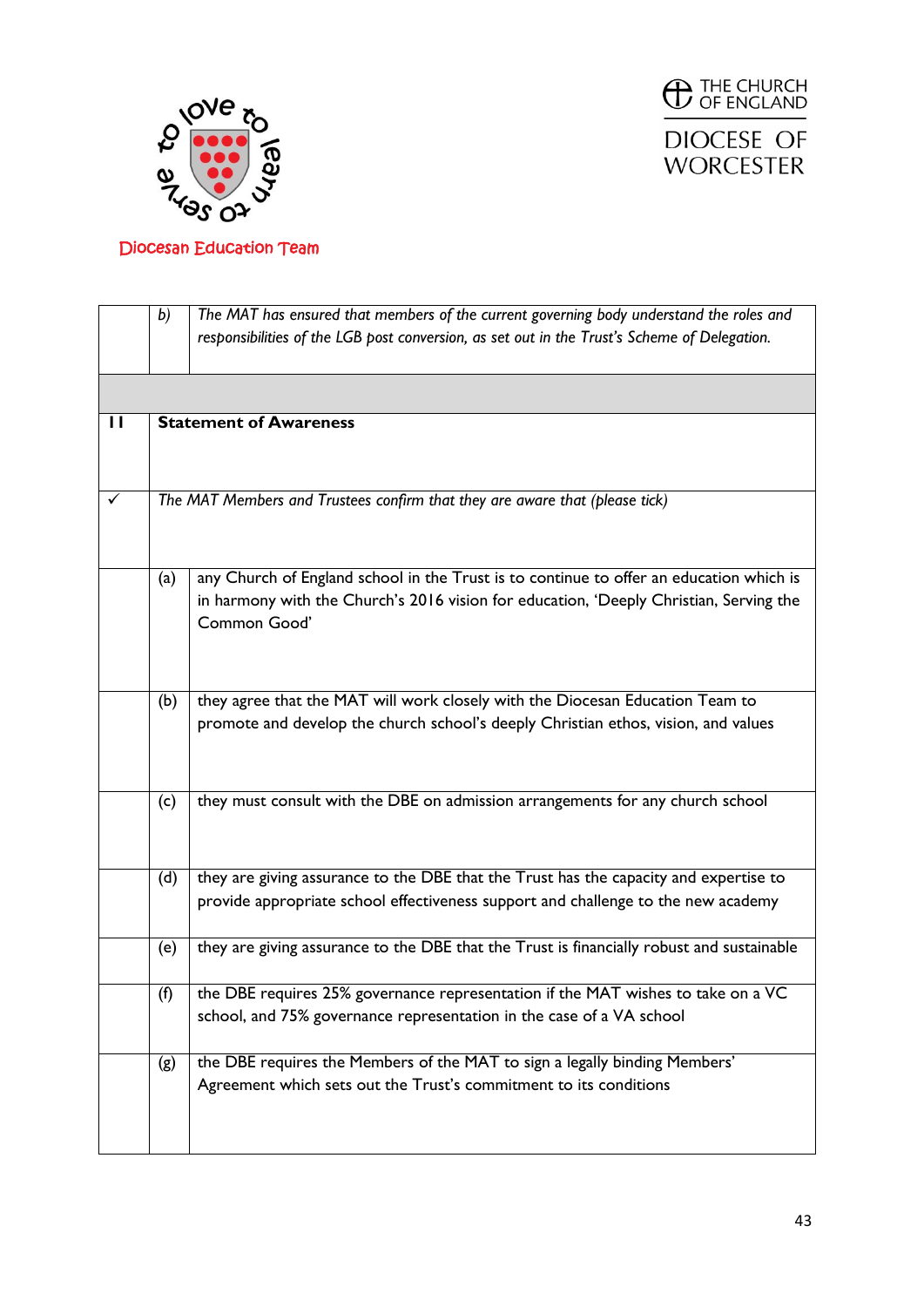Diocesan Education Team

THE CHURCH OF ENGLAND
DIOCESE OF WORCESTER

| | | |
|---|---|---|
| | *b)* | *The MAT has ensured that members of the current governing body understand the roles and responsibilities of the LGB post conversion, as set out in the Trust's Scheme of Delegation.* |
| | | |
| **11** | **Statement of Awareness** | |
| ✓ | *The MAT Members and Trustees confirm that they are aware that (please tick)* | |
| | (a) | any Church of England school in the Trust is to continue to offer an education which is in harmony with the Church's 2016 vision for education, 'Deeply Christian, Serving the Common Good' |
| | (b) | they agree that the MAT will work closely with the Diocesan Education Team to promote and develop the church school's deeply Christian ethos, vision, and values |
| | (c) | they must consult with the DBE on admission arrangements for any church school |
| | (d) | they are giving assurance to the DBE that the Trust has the capacity and expertise to provide appropriate school effectiveness support and challenge to the new academy |
| | (e) | they are giving assurance to the DBE that the Trust is financially robust and sustainable |
| | (f) | the DBE requires 25% governance representation if the MAT wishes to take on a VC school, and 75% governance representation in the case of a VA school |
| | (g) | the DBE requires the Members of the MAT to sign a legally binding Members' Agreement which sets out the Trust's commitment to its conditions |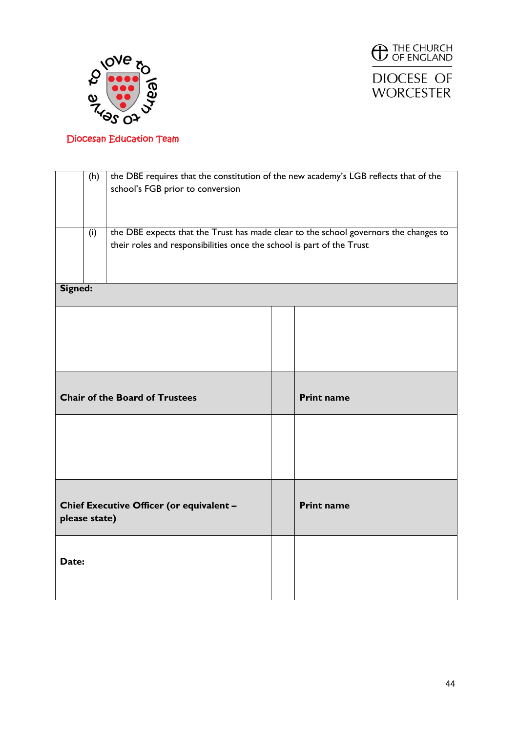Diocesan Education Team

THE CHURCH OF ENGLAND

DIOCESE OF WORCESTER

| | | |
|---|---|---|
| | (h) | the DBE requires that the constitution of the new academy's LGB reflects that of the school's FGB prior to conversion |
| | (i) | the DBE expects that the Trust has made clear to the school governors the changes to their roles and responsibilities once the school is part of the Trust |

**Signed:**

| | | |
|---|---|---|
| | | |
| **Chair of the Board of Trustees** | | **Print name** |
| | | |
| **Chief Executive Officer (or equivalent – please state)** | | **Print name** |
| **Date:** | | |